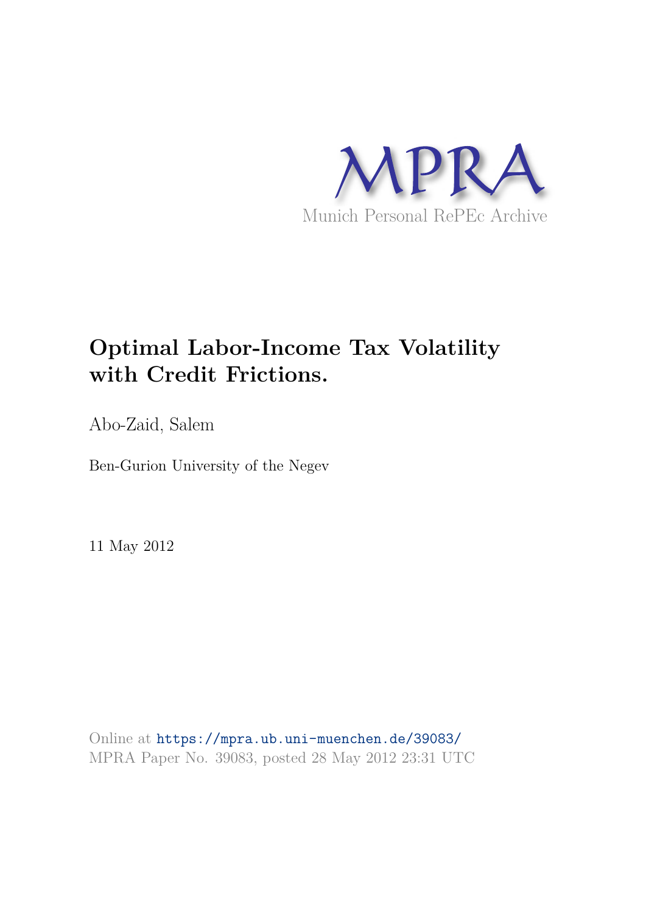MPRA

Munich Personal RePEc Archive

# Optimal Labor-Income Tax Volatility with Credit Frictions.

Abo-Zaid, Salem

Ben-Gurion University of the Negev

11 May 2012

Online at https://mpra.ub.uni-muenchen.de/39083/
MPRA Paper No. 39083, posted 28 May 2012 23:31 UTC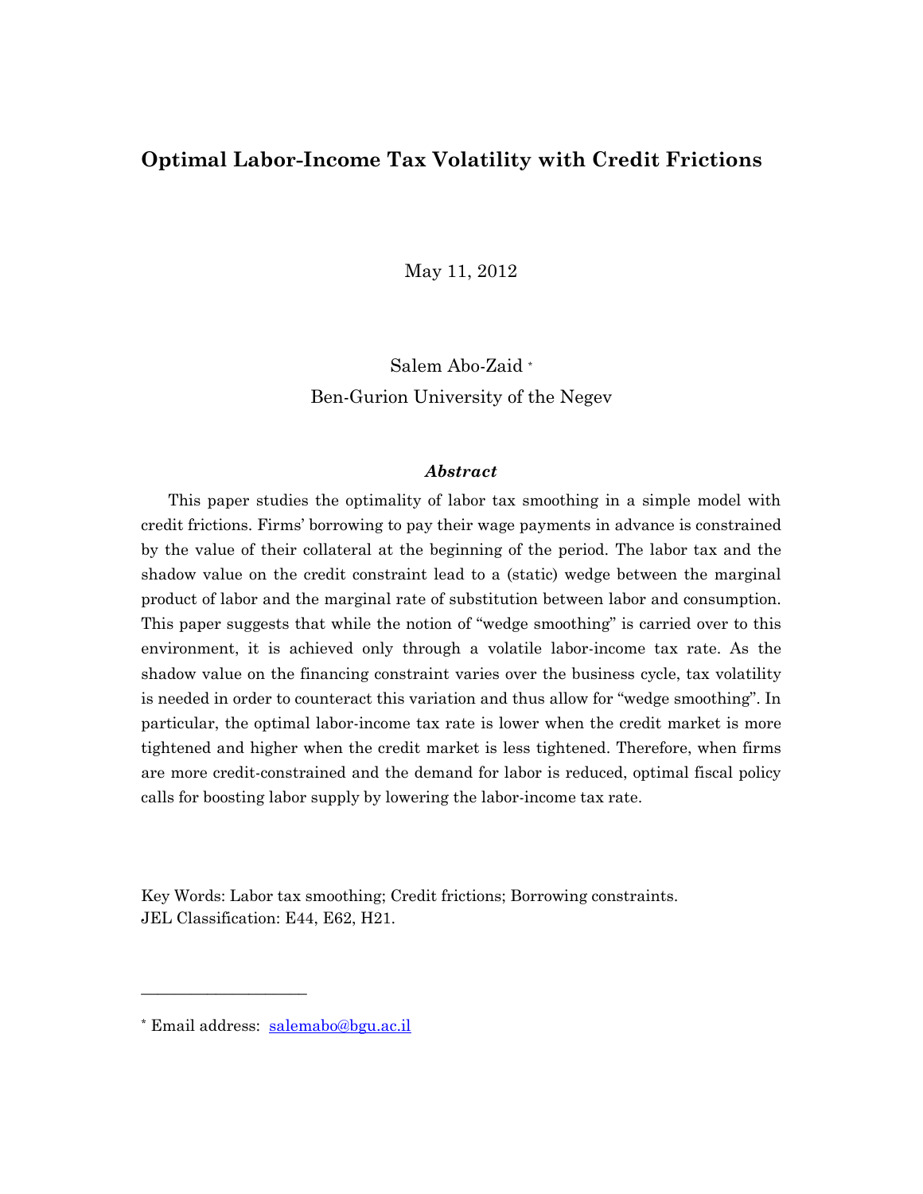# Optimal Labor-Income Tax Volatility with Credit Frictions

May 11, 2012

Salem Abo-Zaid [*]

Ben-Gurion University of the Negev

***Abstract***

This paper studies the optimality of labor tax smoothing in a simple model with credit frictions. Firms' borrowing to pay their wage payments in advance is constrained by the value of their collateral at the beginning of the period. The labor tax and the shadow value on the credit constraint lead to a (static) wedge between the marginal product of labor and the marginal rate of substitution between labor and consumption. This paper suggests that while the notion of "wedge smoothing" is carried over to this environment, it is achieved only through a volatile labor-income tax rate. As the shadow value on the financing constraint varies over the business cycle, tax volatility is needed in order to counteract this variation and thus allow for "wedge smoothing". In particular, the optimal labor-income tax rate is lower when the credit market is more tightened and higher when the credit market is less tightened. Therefore, when firms are more credit-constrained and the demand for labor is reduced, optimal fiscal policy calls for boosting labor supply by lowering the labor-income tax rate.

Key Words: Labor tax smoothing; Credit frictions; Borrowing constraints.
JEL Classification: E44, E62, H21.

---

[*] Email address: salemabo@bgu.ac.il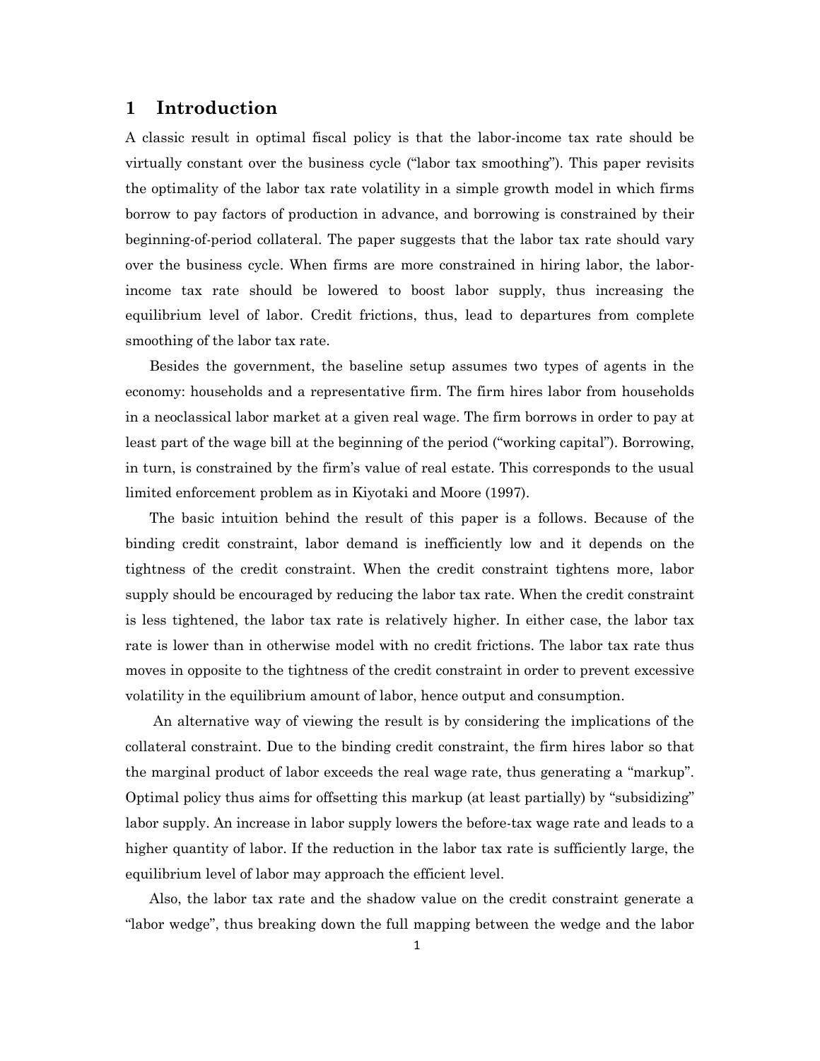# 1 Introduction

A classic result in optimal fiscal policy is that the labor-income tax rate should be virtually constant over the business cycle ("labor tax smoothing"). This paper revisits the optimality of the labor tax rate volatility in a simple growth model in which firms borrow to pay factors of production in advance, and borrowing is constrained by their beginning-of-period collateral. The paper suggests that the labor tax rate should vary over the business cycle. When firms are more constrained in hiring labor, the labor-income tax rate should be lowered to boost labor supply, thus increasing the equilibrium level of labor. Credit frictions, thus, lead to departures from complete smoothing of the labor tax rate.

Besides the government, the baseline setup assumes two types of agents in the economy: households and a representative firm. The firm hires labor from households in a neoclassical labor market at a given real wage. The firm borrows in order to pay at least part of the wage bill at the beginning of the period ("working capital"). Borrowing, in turn, is constrained by the firm's value of real estate. This corresponds to the usual limited enforcement problem as in Kiyotaki and Moore (1997).

The basic intuition behind the result of this paper is a follows. Because of the binding credit constraint, labor demand is inefficiently low and it depends on the tightness of the credit constraint. When the credit constraint tightens more, labor supply should be encouraged by reducing the labor tax rate. When the credit constraint is less tightened, the labor tax rate is relatively higher. In either case, the labor tax rate is lower than in otherwise model with no credit frictions. The labor tax rate thus moves in opposite to the tightness of the credit constraint in order to prevent excessive volatility in the equilibrium amount of labor, hence output and consumption.

An alternative way of viewing the result is by considering the implications of the collateral constraint. Due to the binding credit constraint, the firm hires labor so that the marginal product of labor exceeds the real wage rate, thus generating a "markup". Optimal policy thus aims for offsetting this markup (at least partially) by "subsidizing" labor supply. An increase in labor supply lowers the before-tax wage rate and leads to a higher quantity of labor. If the reduction in the labor tax rate is sufficiently large, the equilibrium level of labor may approach the efficient level.

Also, the labor tax rate and the shadow value on the credit constraint generate a "labor wedge", thus breaking down the full mapping between the wedge and the labor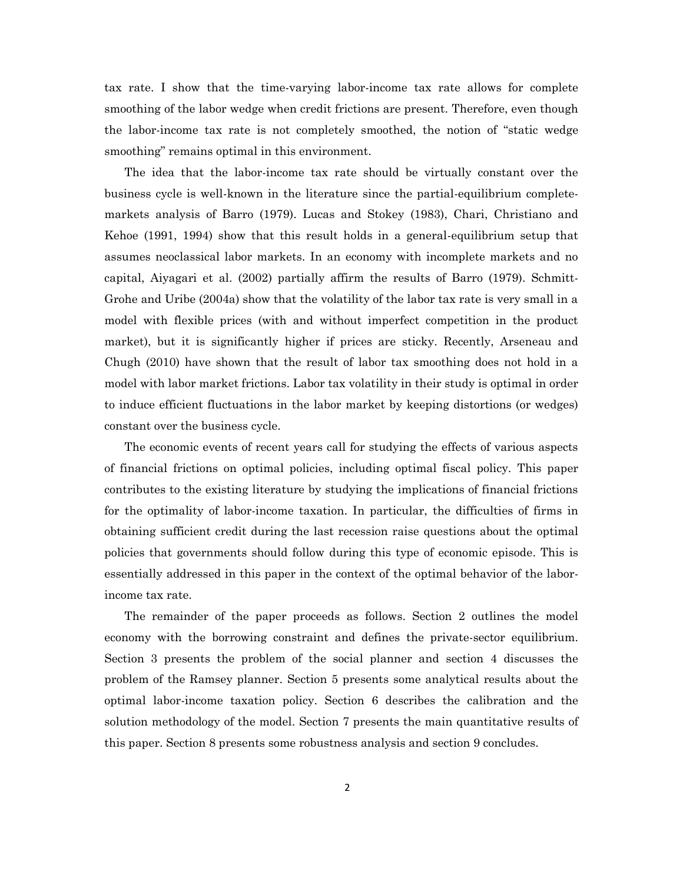tax rate. I show that the time-varying labor-income tax rate allows for complete smoothing of the labor wedge when credit frictions are present. Therefore, even though the labor-income tax rate is not completely smoothed, the notion of "static wedge smoothing" remains optimal in this environment.

The idea that the labor-income tax rate should be virtually constant over the business cycle is well-known in the literature since the partial-equilibrium complete-markets analysis of Barro (1979). Lucas and Stokey (1983), Chari, Christiano and Kehoe (1991, 1994) show that this result holds in a general-equilibrium setup that assumes neoclassical labor markets. In an economy with incomplete markets and no capital, Aiyagari et al. (2002) partially affirm the results of Barro (1979). Schmitt-Grohe and Uribe (2004a) show that the volatility of the labor tax rate is very small in a model with flexible prices (with and without imperfect competition in the product market), but it is significantly higher if prices are sticky. Recently, Arseneau and Chugh (2010) have shown that the result of labor tax smoothing does not hold in a model with labor market frictions. Labor tax volatility in their study is optimal in order to induce efficient fluctuations in the labor market by keeping distortions (or wedges) constant over the business cycle.

The economic events of recent years call for studying the effects of various aspects of financial frictions on optimal policies, including optimal fiscal policy. This paper contributes to the existing literature by studying the implications of financial frictions for the optimality of labor-income taxation. In particular, the difficulties of firms in obtaining sufficient credit during the last recession raise questions about the optimal policies that governments should follow during this type of economic episode. This is essentially addressed in this paper in the context of the optimal behavior of the labor-income tax rate.

The remainder of the paper proceeds as follows. Section 2 outlines the model economy with the borrowing constraint and defines the private-sector equilibrium. Section 3 presents the problem of the social planner and section 4 discusses the problem of the Ramsey planner. Section 5 presents some analytical results about the optimal labor-income taxation policy. Section 6 describes the calibration and the solution methodology of the model. Section 7 presents the main quantitative results of this paper. Section 8 presents some robustness analysis and section 9 concludes.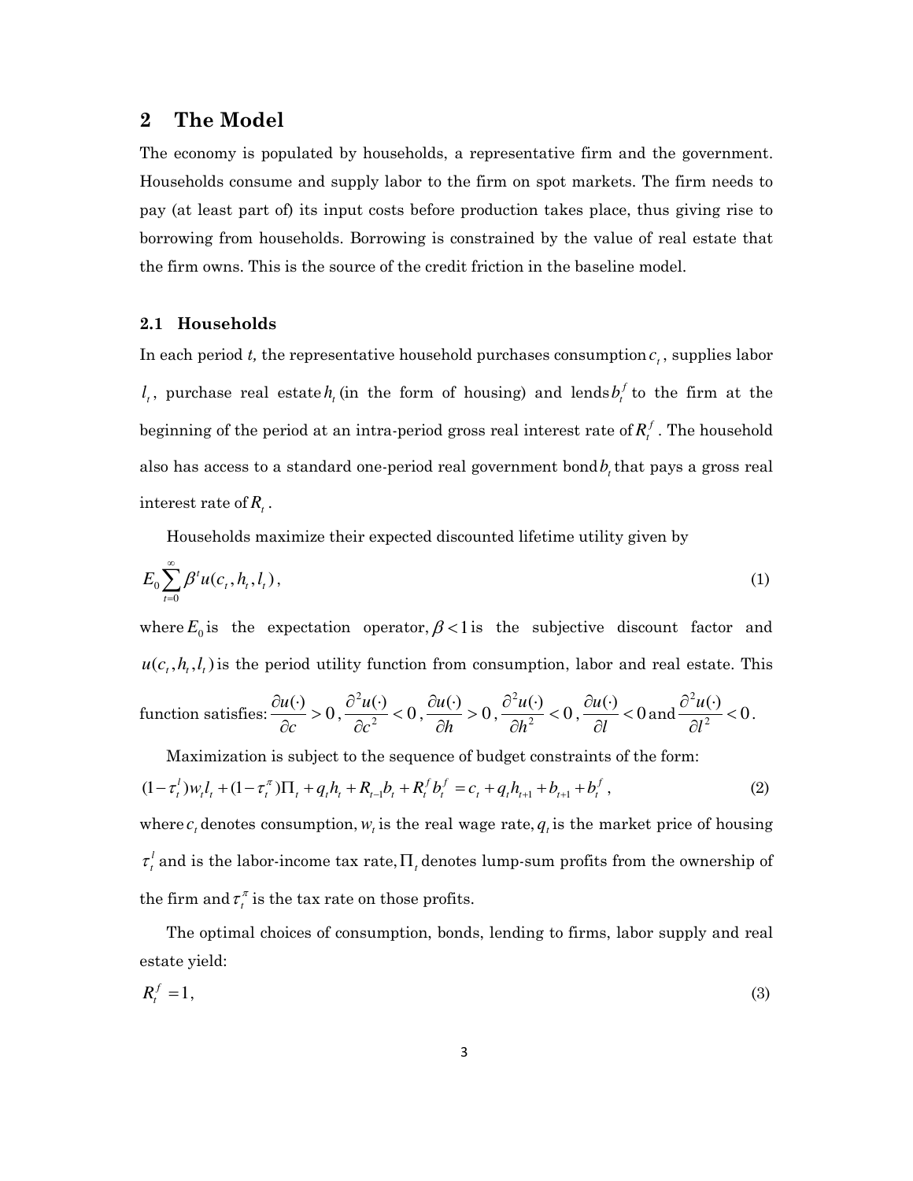## 2 The Model

The economy is populated by households, a representative firm and the government. Households consume and supply labor to the firm on spot markets. The firm needs to pay (at least part of) its input costs before production takes place, thus giving rise to borrowing from households. Borrowing is constrained by the value of real estate that the firm owns. This is the source of the credit friction in the baseline model.

### 2.1 Households

In each period *t,* the representative household purchases consumption $c_t$, supplies labor $l_t$, purchase real estate $h_t$ (in the form of housing) and lends $b_t^f$ to the firm at the beginning of the period at an intra-period gross real interest rate of $R_t^f$. The household also has access to a standard one-period real government bond $b_t$ that pays a gross real interest rate of $R_t$.

Households maximize their expected discounted lifetime utility given by

$$E_0 \sum_{t=0}^{\infty} \beta^t u(c_t, h_t, l_t), \tag{1}$$

where $E_0$ is the expectation operator, $\beta < 1$ is the subjective discount factor and $u(c_t, h_t, l_t)$ is the period utility function from consumption, labor and real estate. This function satisfies: $\frac{\partial u(\cdot)}{\partial c} > 0$, $\frac{\partial^2 u(\cdot)}{\partial c^2} < 0$, $\frac{\partial u(\cdot)}{\partial h} > 0$, $\frac{\partial^2 u(\cdot)}{\partial h^2} < 0$, $\frac{\partial u(\cdot)}{\partial l} < 0$ and $\frac{\partial^2 u(\cdot)}{\partial l^2} < 0$.

Maximization is subject to the sequence of budget constraints of the form:

$$(1-\tau_t^l) w_t l_t + (1-\tau_t^\pi)\Pi_t + q_t h_t + R_{t-1} b_t + R_t^f b_t^f = c_t + q_t h_{t+1} + b_{t+1} + b_t^f, \tag{2}$$

where $c_t$ denotes consumption, $w_t$ is the real wage rate, $q_t$ is the market price of housing $\tau_t^l$ and is the labor-income tax rate, $\Pi_t$ denotes lump-sum profits from the ownership of the firm and $\tau_t^\pi$ is the tax rate on those profits.

The optimal choices of consumption, bonds, lending to firms, labor supply and real estate yield:

$$R_t^f = 1, \tag{3}$$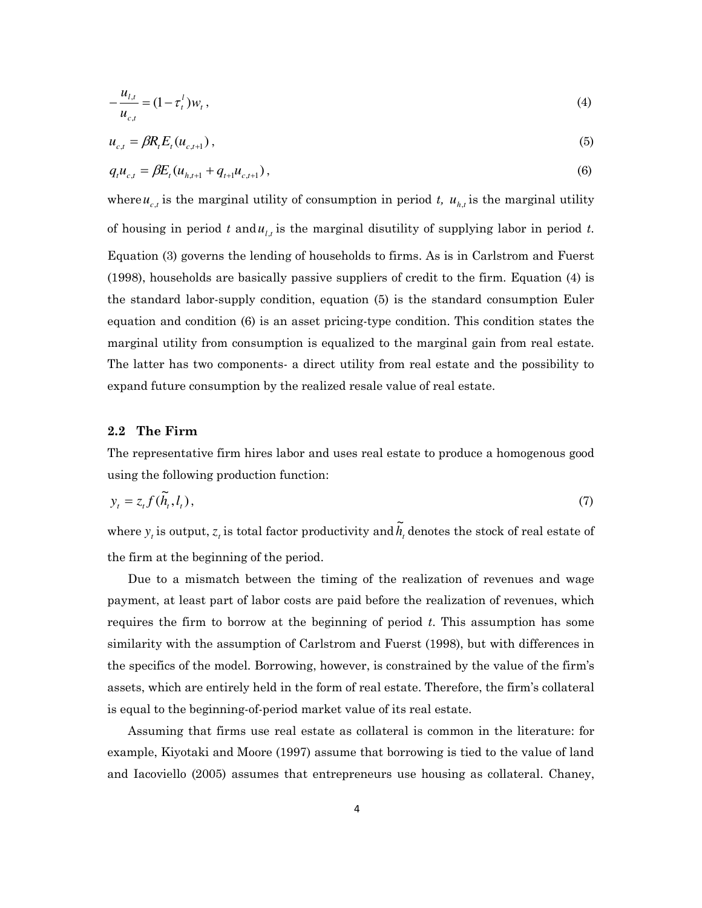$$-\frac{u_{l,t}}{u_{c,t}} = (1-\tau_t^l)w_t, \tag{4}$$

$$u_{c,t} = \beta R_t E_t(u_{c,t+1}), \tag{5}$$

$$q_t u_{c,t} = \beta E_t(u_{h,t+1} + q_{t+1}u_{c,t+1}), \tag{6}$$

where $u_{c,t}$ is the marginal utility of consumption in period $t$, $u_{h,t}$ is the marginal utility of housing in period $t$ and $u_{l,t}$ is the marginal disutility of supplying labor in period $t$. Equation (3) governs the lending of households to firms. As is in Carlstrom and Fuerst (1998), households are basically passive suppliers of credit to the firm. Equation (4) is the standard labor-supply condition, equation (5) is the standard consumption Euler equation and condition (6) is an asset pricing-type condition. This condition states the marginal utility from consumption is equalized to the marginal gain from real estate. The latter has two components- a direct utility from real estate and the possibility to expand future consumption by the realized resale value of real estate.

### 2.2 The Firm

The representative firm hires labor and uses real estate to produce a homogenous good using the following production function:

$$y_t = z_t f(\widetilde{h}_t, l_t), \tag{7}$$

where $y_t$ is output, $z_t$ is total factor productivity and $\widetilde{h}_t$ denotes the stock of real estate of the firm at the beginning of the period.

Due to a mismatch between the timing of the realization of revenues and wage payment, at least part of labor costs are paid before the realization of revenues, which requires the firm to borrow at the beginning of period $t$. This assumption has some similarity with the assumption of Carlstrom and Fuerst (1998), but with differences in the specifics of the model. Borrowing, however, is constrained by the value of the firm's assets, which are entirely held in the form of real estate. Therefore, the firm's collateral is equal to the beginning-of-period market value of its real estate.

Assuming that firms use real estate as collateral is common in the literature: for example, Kiyotaki and Moore (1997) assume that borrowing is tied to the value of land and Iacoviello (2005) assumes that entrepreneurs use housing as collateral. Chaney,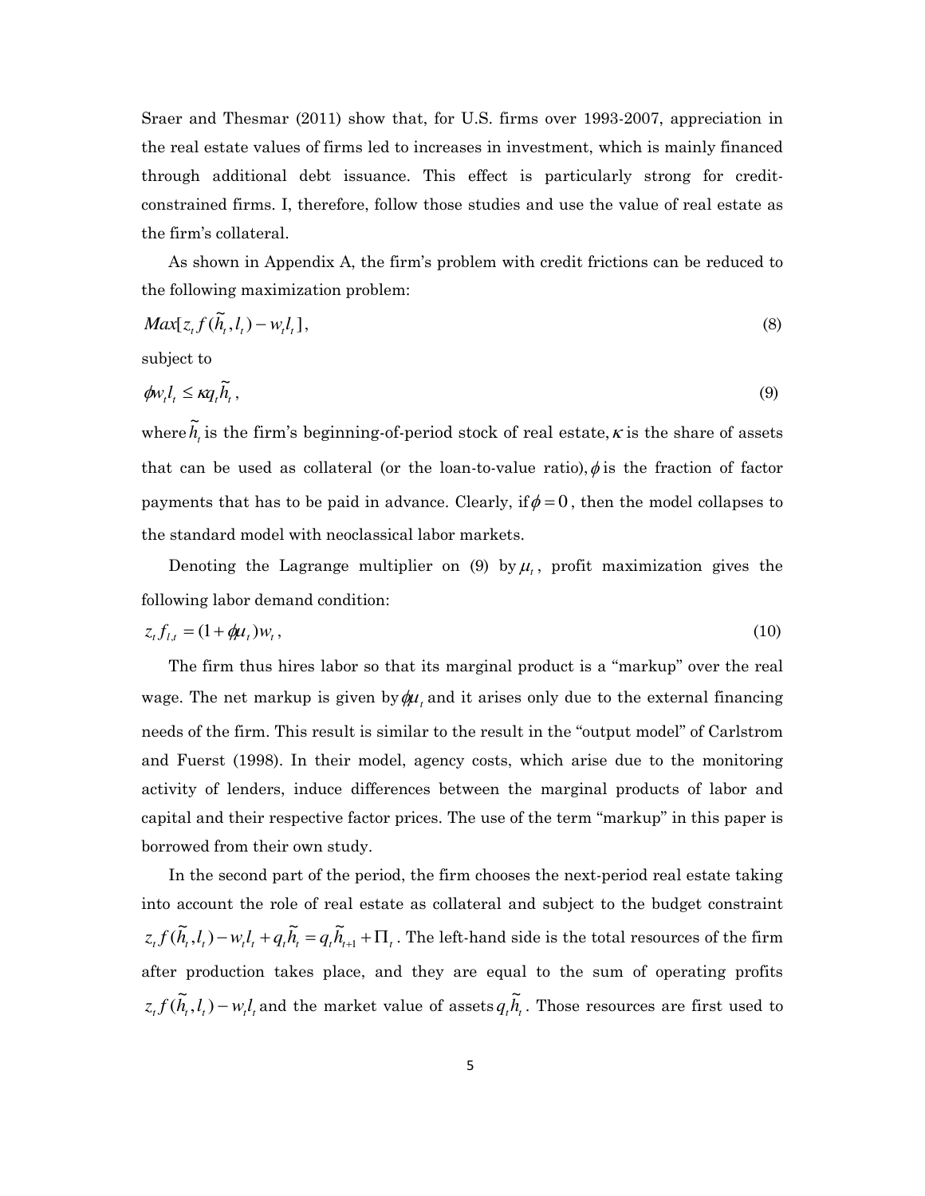Sraer and Thesmar (2011) show that, for U.S. firms over 1993-2007, appreciation in the real estate values of firms led to increases in investment, which is mainly financed through additional debt issuance. This effect is particularly strong for credit-constrained firms. I, therefore, follow those studies and use the value of real estate as the firm's collateral.

As shown in Appendix A, the firm's problem with credit frictions can be reduced to the following maximization problem:

$$Max[z_t f(\tilde{h}_t, l_t) - w_t l_t], \tag{8}$$

subject to

$$\phi w_t l_t \leq \kappa q_t \tilde{h}_t, \tag{9}$$

where $\tilde{h}_t$ is the firm's beginning-of-period stock of real estate, $\kappa$ is the share of assets that can be used as collateral (or the loan-to-value ratio), $\phi$ is the fraction of factor payments that has to be paid in advance. Clearly, if $\phi = 0$, then the model collapses to the standard model with neoclassical labor markets.

Denoting the Lagrange multiplier on (9) by $\mu_t$, profit maximization gives the following labor demand condition:

$$z_t f_{l,t} = (1 + \phi\mu_t) w_t, \tag{10}$$

The firm thus hires labor so that its marginal product is a "markup" over the real wage. The net markup is given by $\phi\mu_t$ and it arises only due to the external financing needs of the firm. This result is similar to the result in the "output model" of Carlstrom and Fuerst (1998). In their model, agency costs, which arise due to the monitoring activity of lenders, induce differences between the marginal products of labor and capital and their respective factor prices. The use of the term "markup" in this paper is borrowed from their own study.

In the second part of the period, the firm chooses the next-period real estate taking into account the role of real estate as collateral and subject to the budget constraint $z_t f(\tilde{h}_t, l_t) - w_t l_t + q_t \tilde{h}_t = q_t \tilde{h}_{t+1} + \Pi_t$. The left-hand side is the total resources of the firm after production takes place, and they are equal to the sum of operating profits $z_t f(\tilde{h}_t, l_t) - w_t l_t$ and the market value of assets $q_t \tilde{h}_t$. Those resources are first used to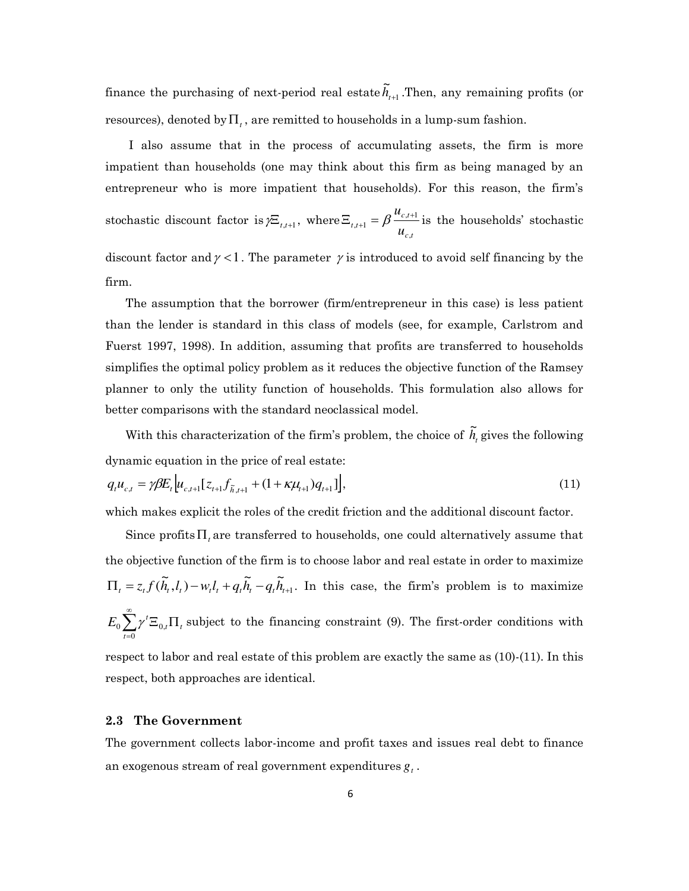finance the purchasing of next-period real estate $\widetilde{h}_{t+1}$. Then, any remaining profits (or resources), denoted by $\Pi_t$, are remitted to households in a lump-sum fashion.

I also assume that in the process of accumulating assets, the firm is more impatient than households (one may think about this firm as being managed by an entrepreneur who is more impatient that households). For this reason, the firm's stochastic discount factor is $\gamma \Xi_{t,t+1}$, where $\Xi_{t,t+1} = \beta \frac{u_{c,t+1}}{u_{c,t}}$ is the households' stochastic discount factor and $\gamma < 1$. The parameter $\gamma$ is introduced to avoid self financing by the firm.

The assumption that the borrower (firm/entrepreneur in this case) is less patient than the lender is standard in this class of models (see, for example, Carlstrom and Fuerst 1997, 1998). In addition, assuming that profits are transferred to households simplifies the optimal policy problem as it reduces the objective function of the Ramsey planner to only the utility function of households. This formulation also allows for better comparisons with the standard neoclassical model.

With this characterization of the firm's problem, the choice of $\widetilde{h}_t$ gives the following dynamic equation in the price of real estate:

$$q_t u_{c,t} = \gamma \beta E_t \left[ u_{c,t+1} [ z_{t+1} f_{\widetilde{h},t+1} + (1 + \kappa \mu_{t+1}) q_{t+1} ] \right], \tag{11}$$

which makes explicit the roles of the credit friction and the additional discount factor.

Since profits $\Pi_t$ are transferred to households, one could alternatively assume that the objective function of the firm is to choose labor and real estate in order to maximize $\Pi_t = z_t f(\widetilde{h}_t, l_t) - w_t l_t + q_t \widetilde{h}_t - q_t \widetilde{h}_{t+1}$. In this case, the firm's problem is to maximize $E_0 \sum_{t=0}^{\infty} \gamma^t \Xi_{0,t} \Pi_t$ subject to the financing constraint (9). The first-order conditions with respect to labor and real estate of this problem are exactly the same as (10)-(11). In this respect, both approaches are identical.

### 2.3 The Government

The government collects labor-income and profit taxes and issues real debt to finance an exogenous stream of real government expenditures $g_t$.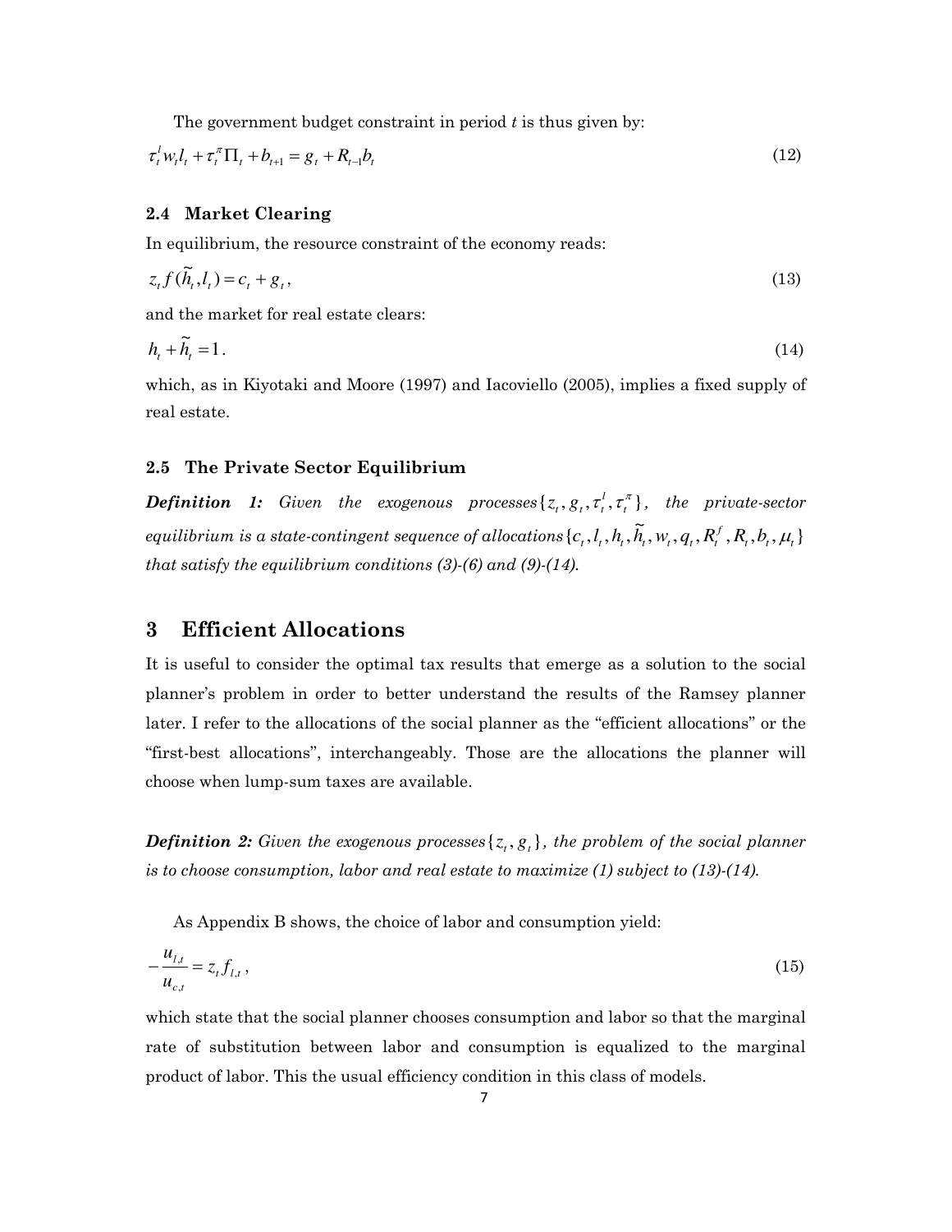The government budget constraint in period $t$ is thus given by:

$$\tau_t^l w_t l_t + \tau_t^\pi \Pi_t + b_{t+1} = g_t + R_{t-1} b_t \tag{12}$$

### 2.4 Market Clearing

In equilibrium, the resource constraint of the economy reads:

$$z_t f(\widetilde{h}_t, l_t) = c_t + g_t, \tag{13}$$

and the market for real estate clears:

$$h_t + \widetilde{h}_t = 1. \tag{14}$$

which, as in Kiyotaki and Moore (1997) and Iacoviello (2005), implies a fixed supply of real estate.

### 2.5 The Private Sector Equilibrium

***Definition 1:*** *Given the exogenous processes* $\{z_t, g_t, \tau_t^l, \tau_t^\pi\}$, *the private-sector equilibrium is a state-contingent sequence of allocations* $\{c_t, l_t, h_t, \widetilde{h}_t, w_t, q_t, R_t^f, R_t, b_t, \mu_t\}$ *that satisfy the equilibrium conditions (3)-(6) and (9)-(14).*

## 3 Efficient Allocations

It is useful to consider the optimal tax results that emerge as a solution to the social planner's problem in order to better understand the results of the Ramsey planner later. I refer to the allocations of the social planner as the "efficient allocations" or the "first-best allocations", interchangeably. Those are the allocations the planner will choose when lump-sum taxes are available.

***Definition 2:*** *Given the exogenous processes* $\{z_t, g_t\}$, *the problem of the social planner is to choose consumption, labor and real estate to maximize (1) subject to (13)-(14).*

As Appendix B shows, the choice of labor and consumption yield:

$$-\frac{u_{l,t}}{u_{c,t}} = z_t f_{l,t}, \tag{15}$$

which state that the social planner chooses consumption and labor so that the marginal rate of substitution between labor and consumption is equalized to the marginal product of labor. This the usual efficiency condition in this class of models.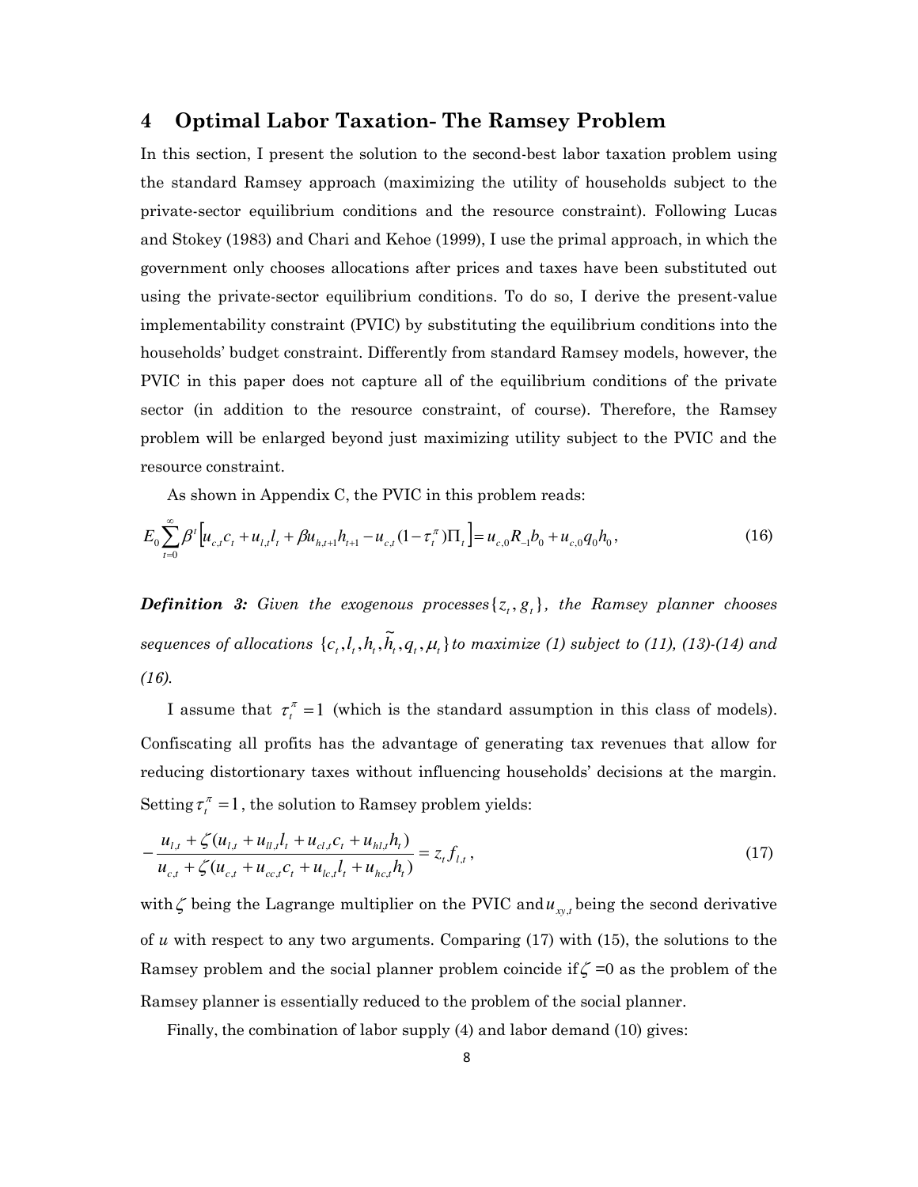## 4 Optimal Labor Taxation- The Ramsey Problem

In this section, I present the solution to the second-best labor taxation problem using the standard Ramsey approach (maximizing the utility of households subject to the private-sector equilibrium conditions and the resource constraint). Following Lucas and Stokey (1983) and Chari and Kehoe (1999), I use the primal approach, in which the government only chooses allocations after prices and taxes have been substituted out using the private-sector equilibrium conditions. To do so, I derive the present-value implementability constraint (PVIC) by substituting the equilibrium conditions into the households' budget constraint. Differently from standard Ramsey models, however, the PVIC in this paper does not capture all of the equilibrium conditions of the private sector (in addition to the resource constraint, of course). Therefore, the Ramsey problem will be enlarged beyond just maximizing utility subject to the PVIC and the resource constraint.

As shown in Appendix C, the PVIC in this problem reads:

$$E_0 \sum_{t=0}^{\infty} \beta^t \left[ u_{c,t} c_t + u_{l,t} l_t + \beta u_{h,t+1} h_{t+1} - u_{c,t}(1-\tau_t^{\pi})\Pi_t \right] = u_{c,0} R_{-1} b_0 + u_{c,0} q_0 h_0, \tag{16}$$

***Definition 3:*** *Given the exogenous processes* $\{z_t, g_t\}$*, the Ramsey planner chooses sequences of allocations* $\{c_t, l_t, h_t, \widetilde{h}_t, q_t, \mu_t\}$ *to maximize (1) subject to (11), (13)-(14) and (16).*

I assume that $\tau_t^{\pi} = 1$ (which is the standard assumption in this class of models). Confiscating all profits has the advantage of generating tax revenues that allow for reducing distortionary taxes without influencing households' decisions at the margin. Setting $\tau_t^{\pi} = 1$, the solution to Ramsey problem yields:

$$-\frac{u_{l,t} + \zeta(u_{l,t} + u_{ll,t} l_t + u_{cl,t} c_t + u_{hl,t} h_t)}{u_{c,t} + \zeta(u_{c,t} + u_{cc,t} c_t + u_{lc,t} l_t + u_{hc,t} h_t)} = z_t f_{l,t}, \tag{17}$$

with $\zeta$ being the Lagrange multiplier on the PVIC and $u_{xy,t}$ being the second derivative of $u$ with respect to any two arguments. Comparing (17) with (15), the solutions to the Ramsey problem and the social planner problem coincide if $\zeta$ =0 as the problem of the Ramsey planner is essentially reduced to the problem of the social planner.

Finally, the combination of labor supply (4) and labor demand (10) gives: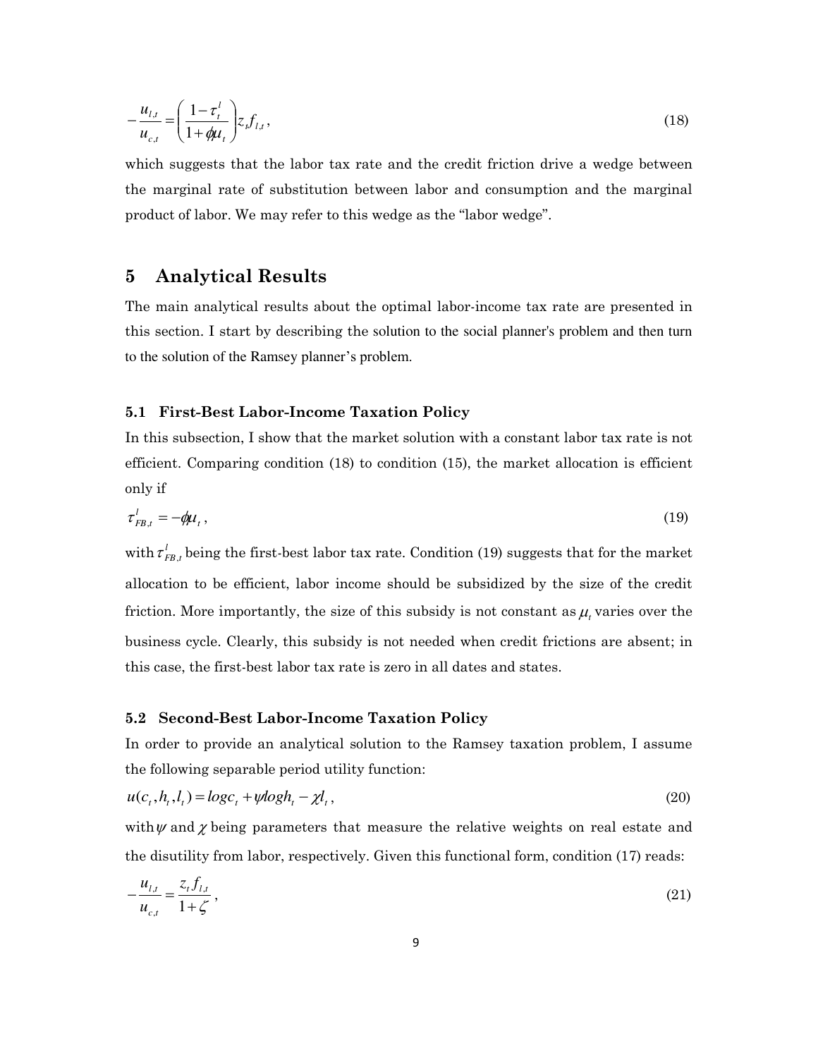$$-\frac{u_{l,t}}{u_{c,t}} = \left(\frac{1-\tau_t^l}{1+\phi\mu_t}\right) z_t f_{l,t}, \tag{18}$$

which suggests that the labor tax rate and the credit friction drive a wedge between the marginal rate of substitution between labor and consumption and the marginal product of labor. We may refer to this wedge as the "labor wedge".

# 5 Analytical Results

The main analytical results about the optimal labor-income tax rate are presented in this section. I start by describing the solution to the social planner's problem and then turn to the solution of the Ramsey planner's problem.

## 5.1 First-Best Labor-Income Taxation Policy

In this subsection, I show that the market solution with a constant labor tax rate is not efficient. Comparing condition (18) to condition (15), the market allocation is efficient only if

$$\tau_{FB,t}^l = -\phi\mu_t, \tag{19}$$

with $\tau_{FB,t}^l$ being the first-best labor tax rate. Condition (19) suggests that for the market allocation to be efficient, labor income should be subsidized by the size of the credit friction. More importantly, the size of this subsidy is not constant as $\mu_t$ varies over the business cycle. Clearly, this subsidy is not needed when credit frictions are absent; in this case, the first-best labor tax rate is zero in all dates and states.

## 5.2 Second-Best Labor-Income Taxation Policy

In order to provide an analytical solution to the Ramsey taxation problem, I assume the following separable period utility function:

$$u(c_t, h_t, l_t) = \log c_t + \psi \log h_t - \chi l_t, \tag{20}$$

with $\psi$ and $\chi$ being parameters that measure the relative weights on real estate and the disutility from labor, respectively. Given this functional form, condition (17) reads:

$$-\frac{u_{l,t}}{u_{c,t}} = \frac{z_t f_{l,t}}{1+\zeta}, \tag{21}$$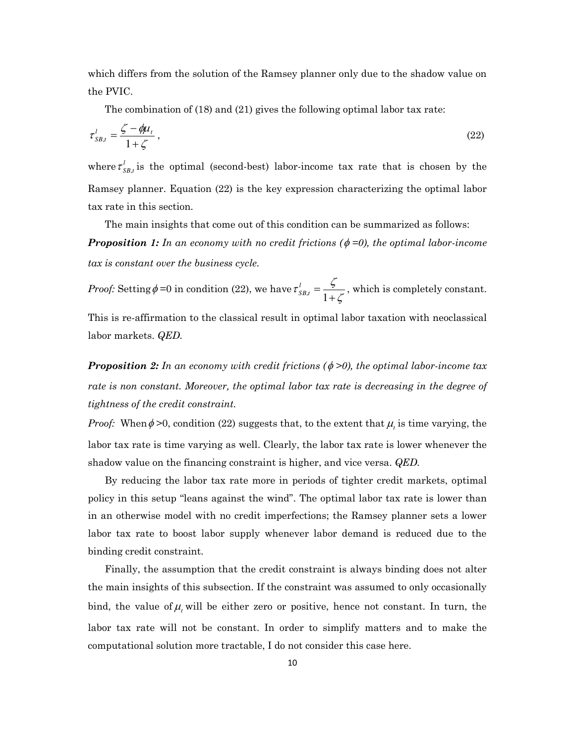which differs from the solution of the Ramsey planner only due to the shadow value on the PVIC.

The combination of (18) and (21) gives the following optimal labor tax rate:

$$\tau^{l}_{SB,t} = \frac{\zeta - \phi\mu_t}{1+\zeta}, \tag{22}$$

where $\tau^{l}_{SB,t}$ is the optimal (second-best) labor-income tax rate that is chosen by the Ramsey planner. Equation (22) is the key expression characterizing the optimal labor tax rate in this section.

The main insights that come out of this condition can be summarized as follows:

***Proposition 1:*** *In an economy with no credit frictions ($\phi$ =0), the optimal labor-income tax is constant over the business cycle.*

*Proof:* Setting $\phi$ =0 in condition (22), we have $\tau^{l}_{SB,t} = \frac{\zeta}{1+\zeta}$, which is completely constant. This is re-affirmation to the classical result in optimal labor taxation with neoclassical labor markets. *QED.*

***Proposition 2:*** *In an economy with credit frictions ($\phi$ >0), the optimal labor-income tax rate is non constant. Moreover, the optimal labor tax rate is decreasing in the degree of tightness of the credit constraint.*

*Proof:* When $\phi$ >0, condition (22) suggests that, to the extent that $\mu_t$ is time varying, the labor tax rate is time varying as well. Clearly, the labor tax rate is lower whenever the shadow value on the financing constraint is higher, and vice versa. *QED.*

By reducing the labor tax rate more in periods of tighter credit markets, optimal policy in this setup "leans against the wind". The optimal labor tax rate is lower than in an otherwise model with no credit imperfections; the Ramsey planner sets a lower labor tax rate to boost labor supply whenever labor demand is reduced due to the binding credit constraint.

Finally, the assumption that the credit constraint is always binding does not alter the main insights of this subsection. If the constraint was assumed to only occasionally bind, the value of $\mu_t$ will be either zero or positive, hence not constant. In turn, the labor tax rate will not be constant. In order to simplify matters and to make the computational solution more tractable, I do not consider this case here.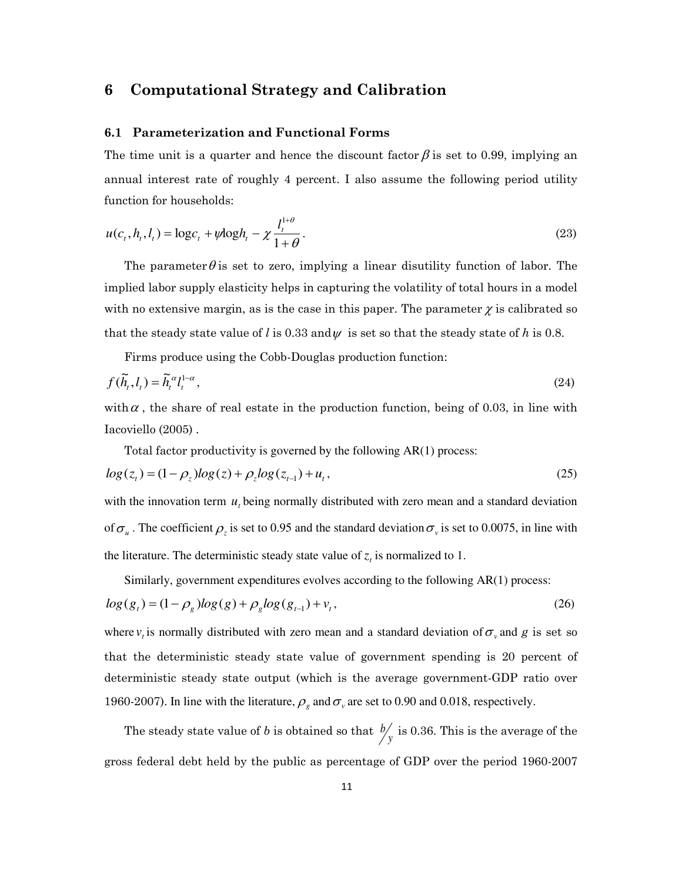# 6 Computational Strategy and Calibration

## 6.1 Parameterization and Functional Forms

The time unit is a quarter and hence the discount factor $\beta$ is set to 0.99, implying an annual interest rate of roughly 4 percent. I also assume the following period utility function for households:

$$u(c_t, h_t, l_t) = \log c_t + \psi \log h_t - \chi \frac{l_t^{1+\theta}}{1+\theta}. \tag{23}$$

The parameter $\theta$ is set to zero, implying a linear disutility function of labor. The implied labor supply elasticity helps in capturing the volatility of total hours in a model with no extensive margin, as is the case in this paper. The parameter $\chi$ is calibrated so that the steady state value of $l$ is 0.33 and $\psi$ is set so that the steady state of $h$ is 0.8.

Firms produce using the Cobb-Douglas production function:

$$f(\tilde{h}_t, l_t) = \tilde{h}_t^{\alpha} l_t^{1-\alpha}, \tag{24}$$

with $\alpha$, the share of real estate in the production function, being of 0.03, in line with Iacoviello (2005).

Total factor productivity is governed by the following AR(1) process:

$$log(z_t) = (1-\rho_z) log(z) + \rho_z log(z_{t-1}) + u_t, \tag{25}$$

with the innovation term $u_t$ being normally distributed with zero mean and a standard deviation of $\sigma_u$. The coefficient $\rho_z$ is set to 0.95 and the standard deviation $\sigma_v$ is set to 0.0075, in line with the literature. The deterministic steady state value of $z_t$ is normalized to 1.

Similarly, government expenditures evolves according to the following AR(1) process:

$$log(g_t) = (1-\rho_g) log(g) + \rho_g log(g_{t-1}) + v_t, \tag{26}$$

where $v_t$ is normally distributed with zero mean and a standard deviation of $\sigma_v$ and $g$ is set so that the deterministic steady state value of government spending is 20 percent of deterministic steady state output (which is the average government-GDP ratio over 1960-2007). In line with the literature, $\rho_g$ and $\sigma_v$ are set to 0.90 and 0.018, respectively.

The steady state value of $b$ is obtained so that $b/y$ is 0.36. This is the average of the gross federal debt held by the public as percentage of GDP over the period 1960-2007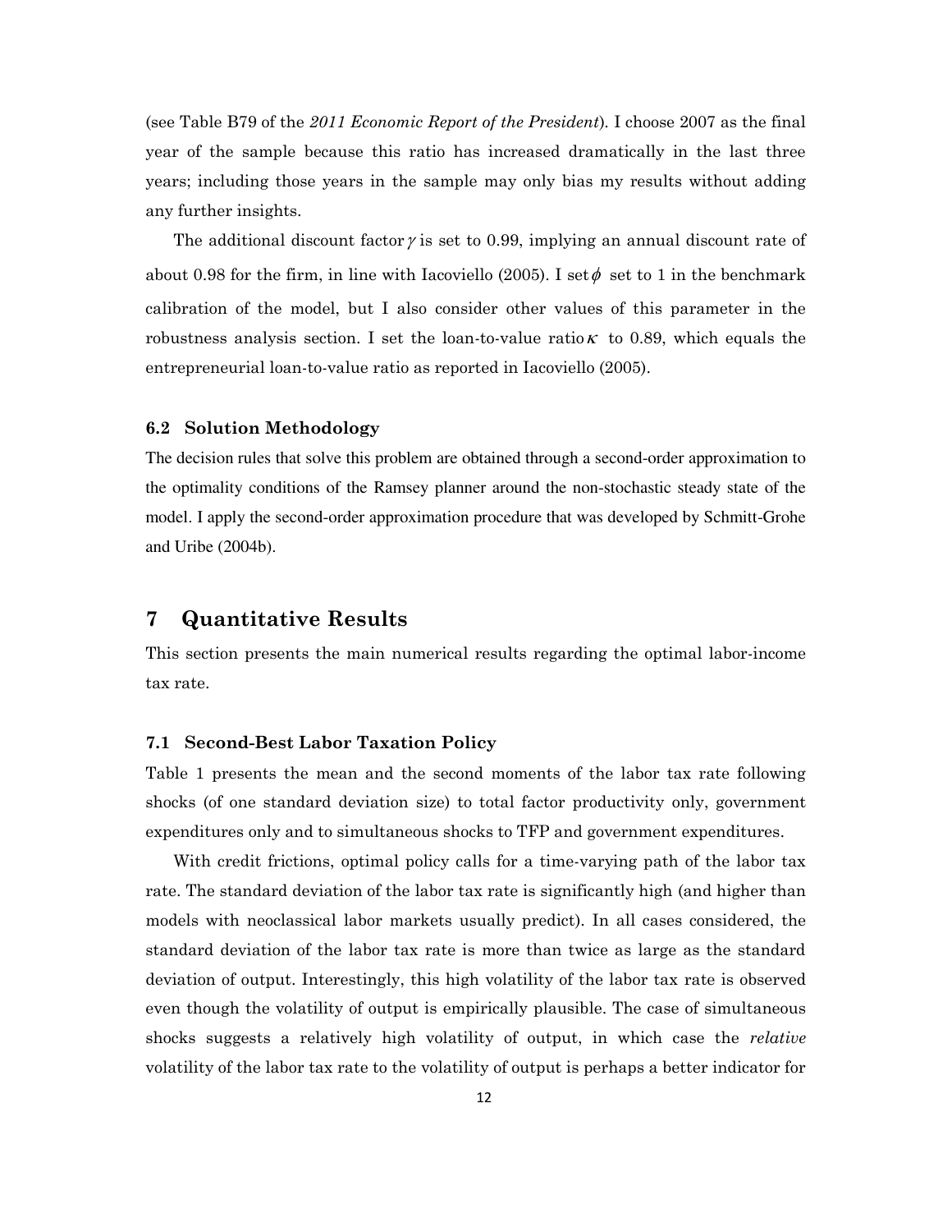(see Table B79 of the *2011 Economic Report of the President*). I choose 2007 as the final year of the sample because this ratio has increased dramatically in the last three years; including those years in the sample may only bias my results without adding any further insights.

The additional discount factor $\gamma$ is set to 0.99, implying an annual discount rate of about 0.98 for the firm, in line with Iacoviello (2005). I set $\phi$ set to 1 in the benchmark calibration of the model, but I also consider other values of this parameter in the robustness analysis section. I set the loan-to-value ratio $\kappa$ to 0.89, which equals the entrepreneurial loan-to-value ratio as reported in Iacoviello (2005).

### 6.2 Solution Methodology

The decision rules that solve this problem are obtained through a second-order approximation to the optimality conditions of the Ramsey planner around the non-stochastic steady state of the model. I apply the second-order approximation procedure that was developed by Schmitt-Grohe and Uribe (2004b).

## 7 Quantitative Results

This section presents the main numerical results regarding the optimal labor-income tax rate.

### 7.1 Second-Best Labor Taxation Policy

Table 1 presents the mean and the second moments of the labor tax rate following shocks (of one standard deviation size) to total factor productivity only, government expenditures only and to simultaneous shocks to TFP and government expenditures.

With credit frictions, optimal policy calls for a time-varying path of the labor tax rate. The standard deviation of the labor tax rate is significantly high (and higher than models with neoclassical labor markets usually predict). In all cases considered, the standard deviation of the labor tax rate is more than twice as large as the standard deviation of output. Interestingly, this high volatility of the labor tax rate is observed even though the volatility of output is empirically plausible. The case of simultaneous shocks suggests a relatively high volatility of output, in which case the *relative* volatility of the labor tax rate to the volatility of output is perhaps a better indicator for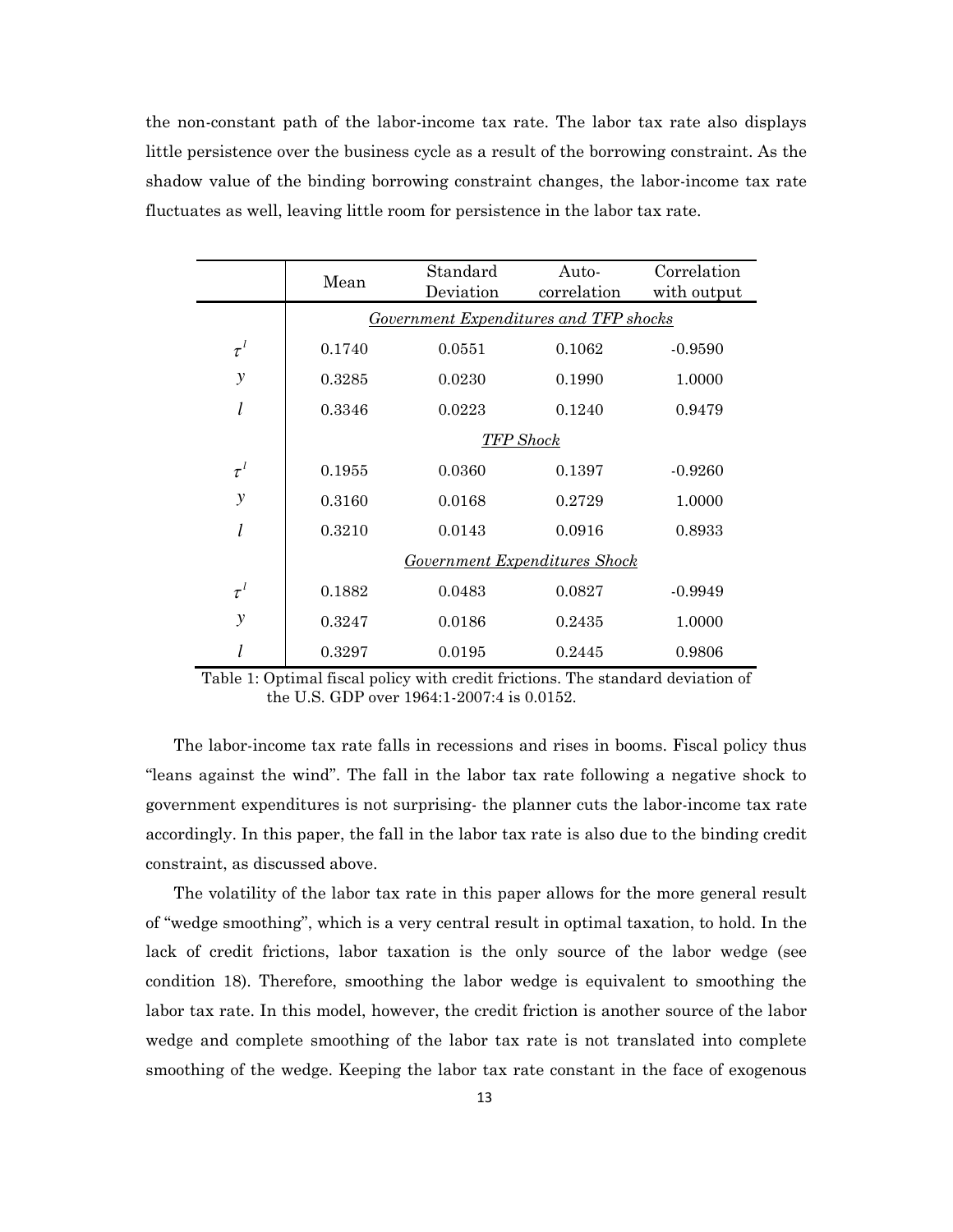the non-constant path of the labor-income tax rate. The labor tax rate also displays little persistence over the business cycle as a result of the borrowing constraint. As the shadow value of the binding borrowing constraint changes, the labor-income tax rate fluctuates as well, leaving little room for persistence in the labor tax rate.

| | Mean | Standard Deviation | Auto-correlation | Correlation with output |
|---|---|---|---|---|
| | *Government Expenditures and TFP shocks* | | | |
| $\tau^l$ | 0.1740 | 0.0551 | 0.1062 | -0.9590 |
| $y$ | 0.3285 | 0.0230 | 0.1990 | 1.0000 |
| $l$ | 0.3346 | 0.0223 | 0.1240 | 0.9479 |
| | *TFP Shock* | | | |
| $\tau^l$ | 0.1955 | 0.0360 | 0.1397 | -0.9260 |
| $y$ | 0.3160 | 0.0168 | 0.2729 | 1.0000 |
| $l$ | 0.3210 | 0.0143 | 0.0916 | 0.8933 |
| | *Government Expenditures Shock* | | | |
| $\tau^l$ | 0.1882 | 0.0483 | 0.0827 | -0.9949 |
| $y$ | 0.3247 | 0.0186 | 0.2435 | 1.0000 |
| $l$ | 0.3297 | 0.0195 | 0.2445 | 0.9806 |

Table 1: Optimal fiscal policy with credit frictions. The standard deviation of the U.S. GDP over 1964:1-2007:4 is 0.0152.

The labor-income tax rate falls in recessions and rises in booms. Fiscal policy thus "leans against the wind". The fall in the labor tax rate following a negative shock to government expenditures is not surprising- the planner cuts the labor-income tax rate accordingly. In this paper, the fall in the labor tax rate is also due to the binding credit constraint, as discussed above.

The volatility of the labor tax rate in this paper allows for the more general result of "wedge smoothing", which is a very central result in optimal taxation, to hold. In the lack of credit frictions, labor taxation is the only source of the labor wedge (see condition 18). Therefore, smoothing the labor wedge is equivalent to smoothing the labor tax rate. In this model, however, the credit friction is another source of the labor wedge and complete smoothing of the labor tax rate is not translated into complete smoothing of the wedge. Keeping the labor tax rate constant in the face of exogenous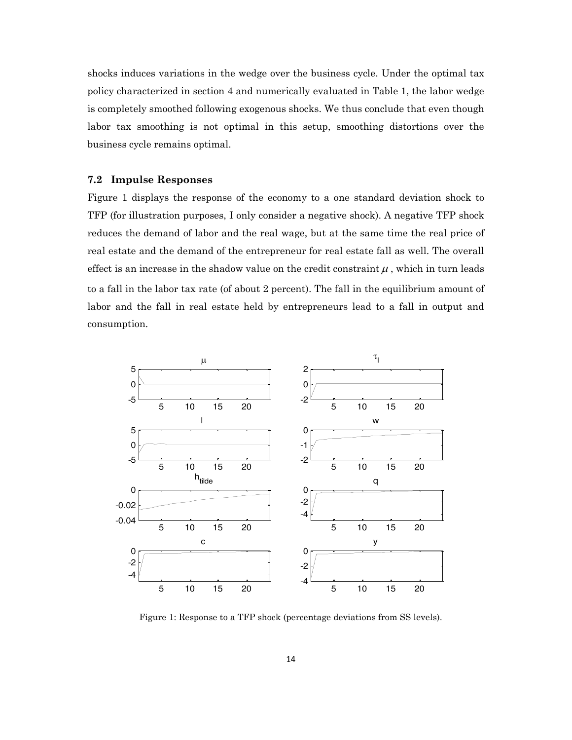shocks induces variations in the wedge over the business cycle. Under the optimal tax policy characterized in section 4 and numerically evaluated in Table 1, the labor wedge is completely smoothed following exogenous shocks. We thus conclude that even though labor tax smoothing is not optimal in this setup, smoothing distortions over the business cycle remains optimal.

### 7.2 Impulse Responses

Figure 1 displays the response of the economy to a one standard deviation shock to TFP (for illustration purposes, I only consider a negative shock). A negative TFP shock reduces the demand of labor and the real wage, but at the same time the real price of real estate and the demand of the entrepreneur for real estate fall as well. The overall effect is an increase in the shadow value on the credit constraint $\mu$, which in turn leads to a fall in the labor tax rate (of about 2 percent). The fall in the equilibrium amount of labor and the fall in real estate held by entrepreneurs lead to a fall in output and consumption.

μ
5
0
-5
5 10 15 20

τ_l
2
0
-2
5 10 15 20

l
5
0
-5
5 10 15 20

w
0
-1
-2
5 10 15 20

h_tilde
0
-0.02
-0.04
5 10 15 20

q
0
-2
-4
5 10 15 20

c
0
-2
-4
5 10 15 20

y
0
-2
-4
5 10 15 20

Figure 1: Response to a TFP shock (percentage deviations from SS levels).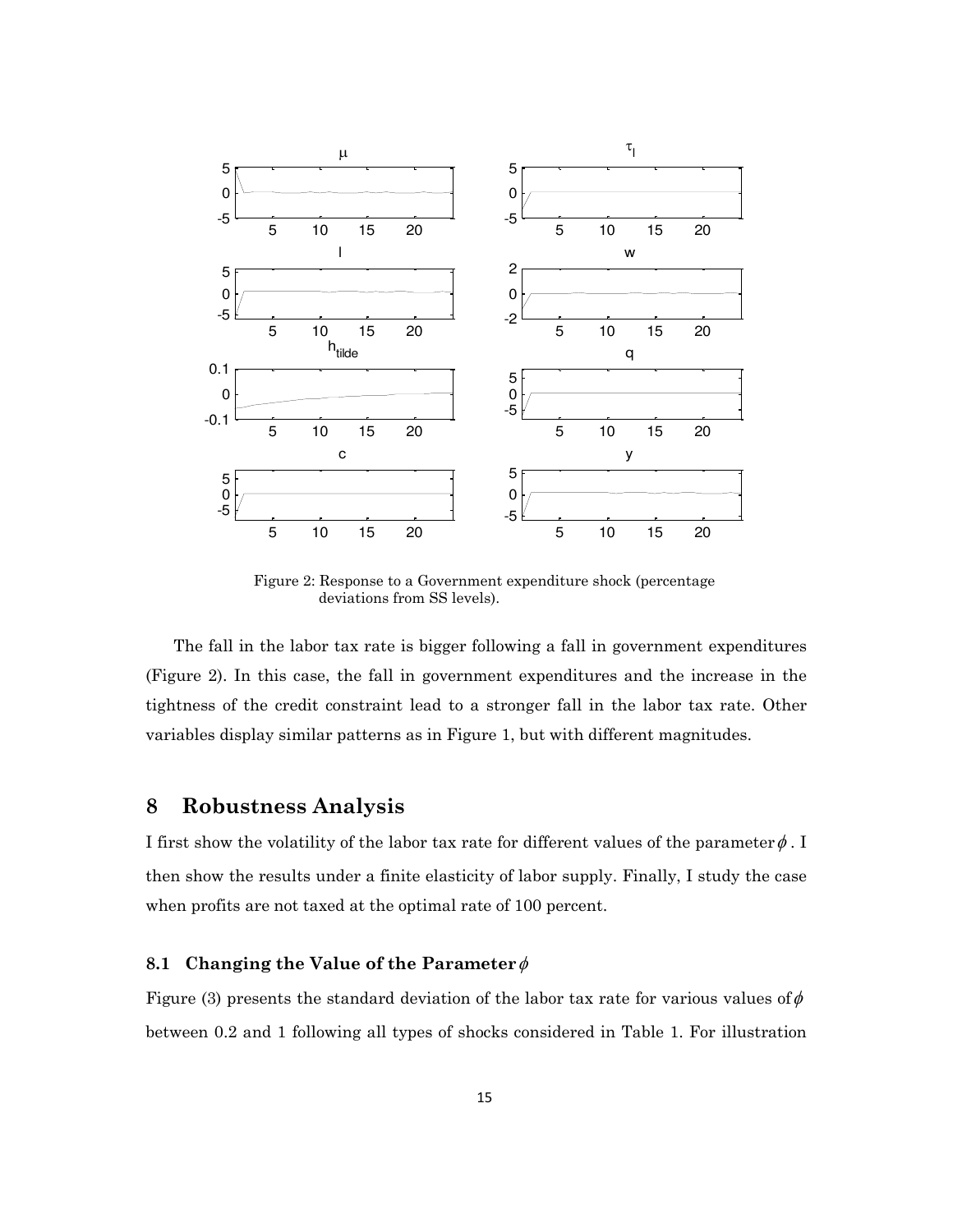μ
5
0
-5
5 10 15 20

$\tau_l$
5
0
-5
5 10 15 20

l
5
0
-5
5 10 15 20

w
2
0
-2
5 10 15 20

$h_{tilde}$
0.1
0
-0.1
5 10 15 20

q
5
0
-5
5 10 15 20

c
5
0
-5
5 10 15 20

y
5
0
-5
5 10 15 20

Figure 2: Response to a Government expenditure shock (percentage deviations from SS levels).

The fall in the labor tax rate is bigger following a fall in government expenditures (Figure 2). In this case, the fall in government expenditures and the increase in the tightness of the credit constraint lead to a stronger fall in the labor tax rate. Other variables display similar patterns as in Figure 1, but with different magnitudes.

# 8 Robustness Analysis

I first show the volatility of the labor tax rate for different values of the parameter $\phi$. I then show the results under a finite elasticity of labor supply. Finally, I study the case when profits are not taxed at the optimal rate of 100 percent.

## 8.1 Changing the Value of the Parameter $\phi$

Figure (3) presents the standard deviation of the labor tax rate for various values of $\phi$ between 0.2 and 1 following all types of shocks considered in Table 1. For illustration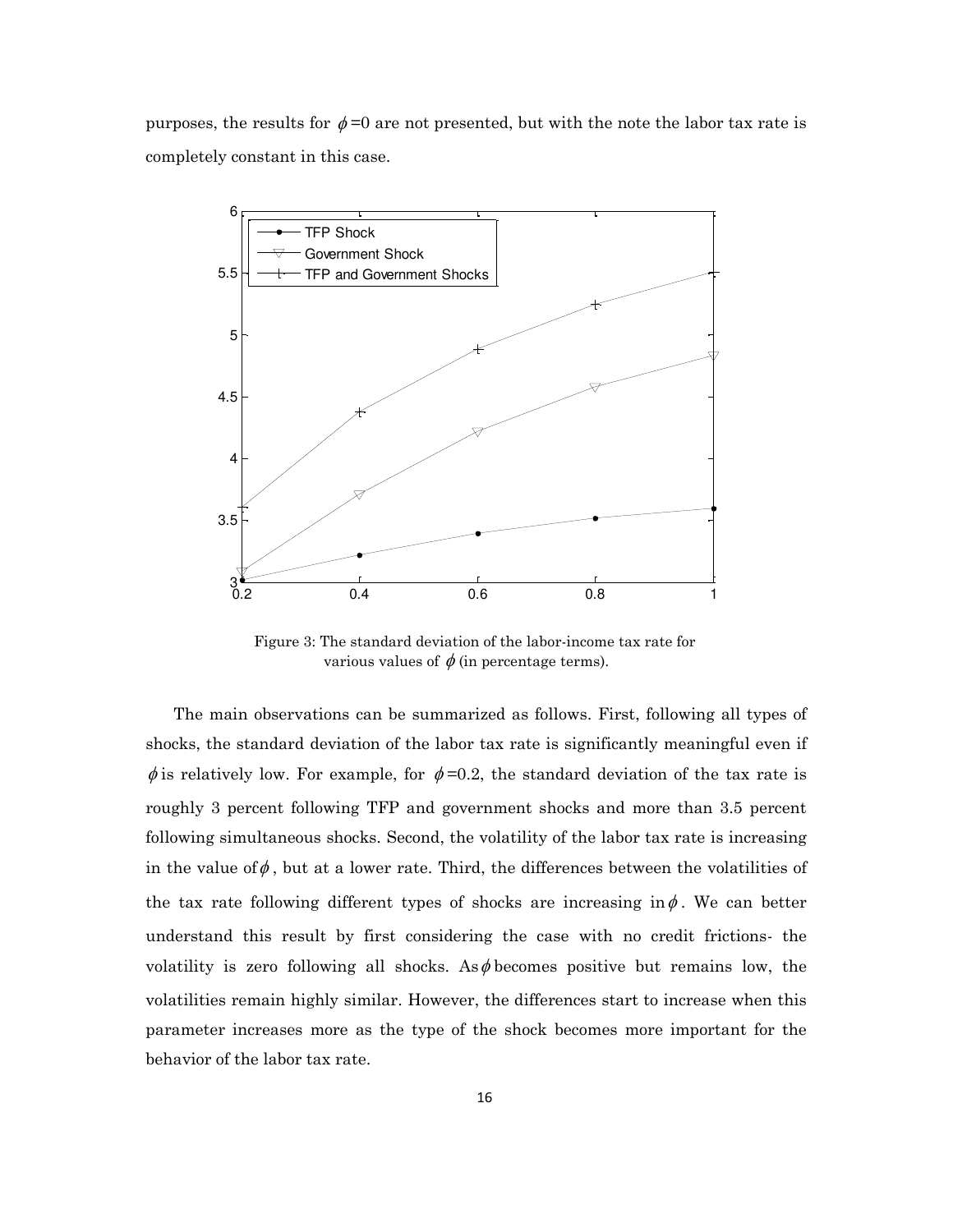purposes, the results for $\phi$=0 are not presented, but with the note the labor tax rate is completely constant in this case.

Figure 3: The standard deviation of the labor-income tax rate for various values of $\phi$ (in percentage terms).

The main observations can be summarized as follows. First, following all types of shocks, the standard deviation of the labor tax rate is significantly meaningful even if $\phi$ is relatively low. For example, for $\phi$=0.2, the standard deviation of the tax rate is roughly 3 percent following TFP and government shocks and more than 3.5 percent following simultaneous shocks. Second, the volatility of the labor tax rate is increasing in the value of $\phi$, but at a lower rate. Third, the differences between the volatilities of the tax rate following different types of shocks are increasing in $\phi$. We can better understand this result by first considering the case with no credit frictions- the volatility is zero following all shocks. As $\phi$ becomes positive but remains low, the volatilities remain highly similar. However, the differences start to increase when this parameter increases more as the type of the shock becomes more important for the behavior of the labor tax rate.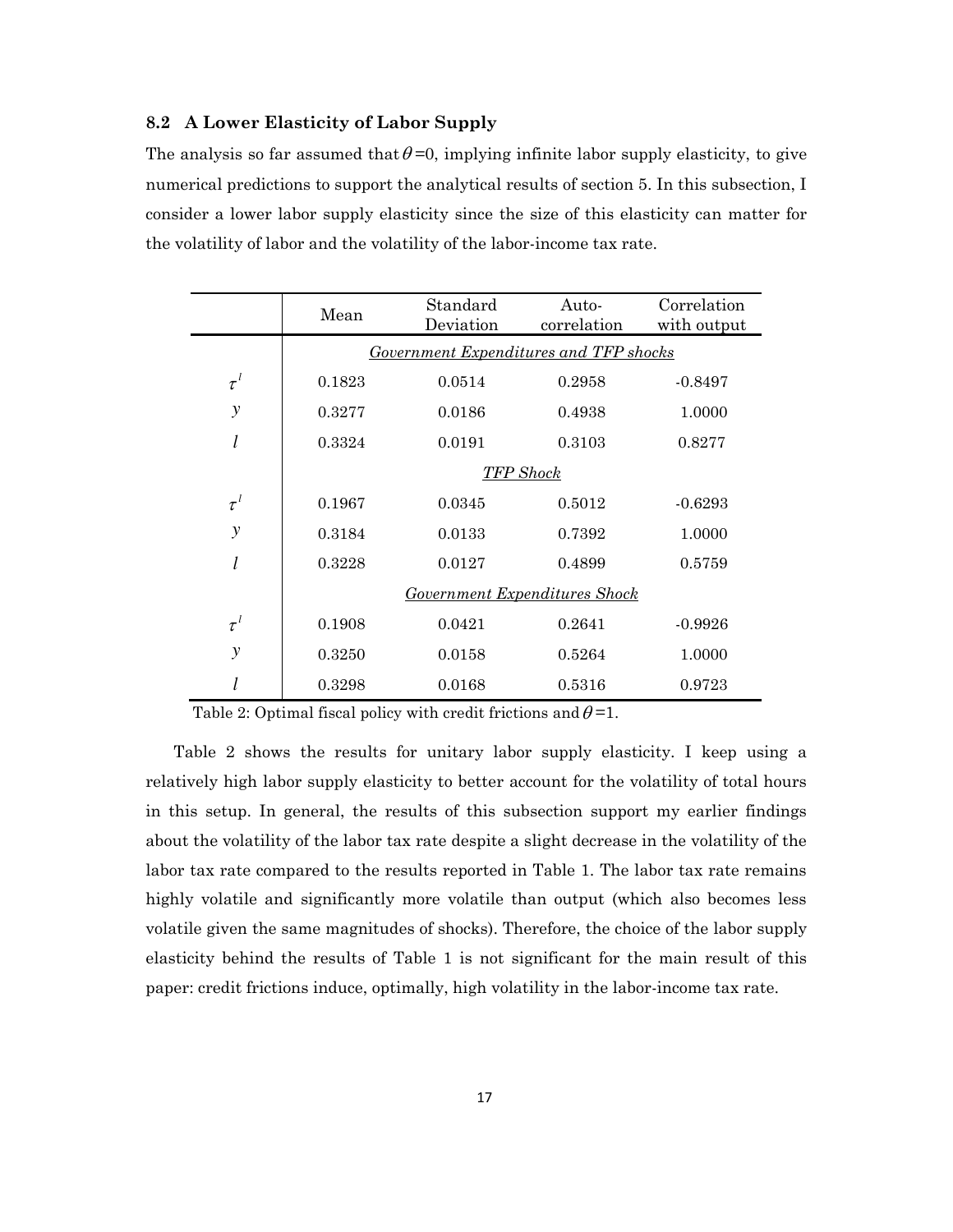### 8.2 A Lower Elasticity of Labor Supply

The analysis so far assumed that $\theta=0$, implying infinite labor supply elasticity, to give numerical predictions to support the analytical results of section 5. In this subsection, I consider a lower labor supply elasticity since the size of this elasticity can matter for the volatility of labor and the volatility of the labor-income tax rate.

| | Mean | Standard Deviation | Auto-correlation | Correlation with output |
|---|---|---|---|---|
| | *Government Expenditures and TFP shocks* | | | |
| $\tau^l$ | 0.1823 | 0.0514 | 0.2958 | -0.8497 |
| $y$ | 0.3277 | 0.0186 | 0.4938 | 1.0000 |
| $l$ | 0.3324 | 0.0191 | 0.3103 | 0.8277 |
| | *TFP Shock* | | | |
| $\tau^l$ | 0.1967 | 0.0345 | 0.5012 | -0.6293 |
| $y$ | 0.3184 | 0.0133 | 0.7392 | 1.0000 |
| $l$ | 0.3228 | 0.0127 | 0.4899 | 0.5759 |
| | *Government Expenditures Shock* | | | |
| $\tau^l$ | 0.1908 | 0.0421 | 0.2641 | -0.9926 |
| $y$ | 0.3250 | 0.0158 | 0.5264 | 1.0000 |
| $l$ | 0.3298 | 0.0168 | 0.5316 | 0.9723 |

Table 2: Optimal fiscal policy with credit frictions and $\theta=1$.

Table 2 shows the results for unitary labor supply elasticity. I keep using a relatively high labor supply elasticity to better account for the volatility of total hours in this setup. In general, the results of this subsection support my earlier findings about the volatility of the labor tax rate despite a slight decrease in the volatility of the labor tax rate compared to the results reported in Table 1. The labor tax rate remains highly volatile and significantly more volatile than output (which also becomes less volatile given the same magnitudes of shocks). Therefore, the choice of the labor supply elasticity behind the results of Table 1 is not significant for the main result of this paper: credit frictions induce, optimally, high volatility in the labor-income tax rate.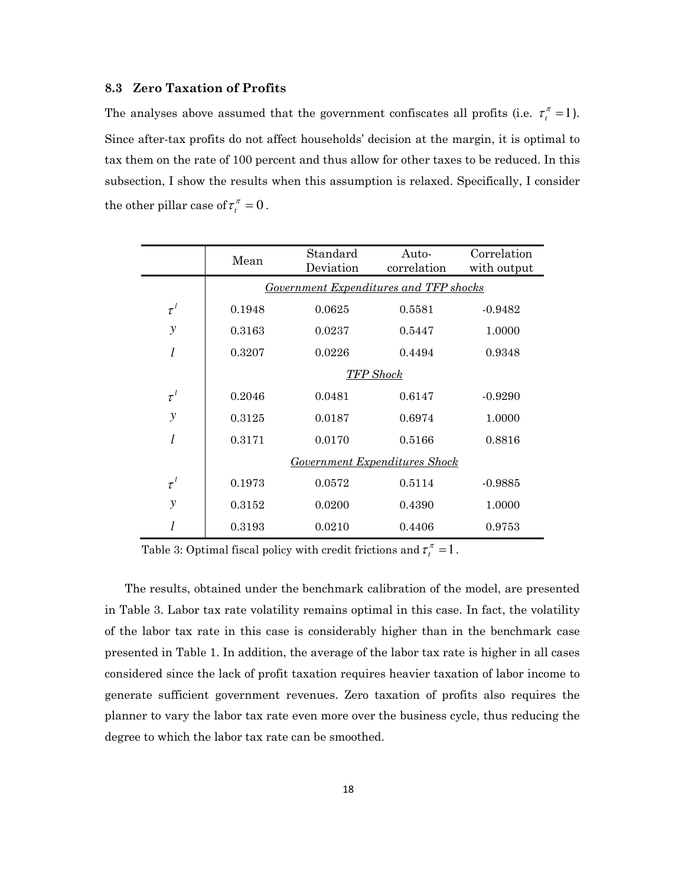### 8.3 Zero Taxation of Profits

The analyses above assumed that the government confiscates all profits (i.e. $\tau_t^{\pi} = 1$). Since after-tax profits do not affect households' decision at the margin, it is optimal to tax them on the rate of 100 percent and thus allow for other taxes to be reduced. In this subsection, I show the results when this assumption is relaxed. Specifically, I consider the other pillar case of $\tau_t^{\pi} = 0$.

| | Mean | Standard Deviation | Auto-correlation | Correlation with output |
|---|---|---|---|---|
| | *Government Expenditures and TFP shocks* | | | |
| $\tau^l$ | 0.1948 | 0.0625 | 0.5581 | -0.9482 |
| $y$ | 0.3163 | 0.0237 | 0.5447 | 1.0000 |
| $l$ | 0.3207 | 0.0226 | 0.4494 | 0.9348 |
| | *TFP Shock* | | | |
| $\tau^l$ | 0.2046 | 0.0481 | 0.6147 | -0.9290 |
| $y$ | 0.3125 | 0.0187 | 0.6974 | 1.0000 |
| $l$ | 0.3171 | 0.0170 | 0.5166 | 0.8816 |
| | *Government Expenditures Shock* | | | |
| $\tau^l$ | 0.1973 | 0.0572 | 0.5114 | -0.9885 |
| $y$ | 0.3152 | 0.0200 | 0.4390 | 1.0000 |
| $l$ | 0.3193 | 0.0210 | 0.4406 | 0.9753 |

Table 3: Optimal fiscal policy with credit frictions and $\tau_t^{\pi} = 1$.

The results, obtained under the benchmark calibration of the model, are presented in Table 3. Labor tax rate volatility remains optimal in this case. In fact, the volatility of the labor tax rate in this case is considerably higher than in the benchmark case presented in Table 1. In addition, the average of the labor tax rate is higher in all cases considered since the lack of profit taxation requires heavier taxation of labor income to generate sufficient government revenues. Zero taxation of profits also requires the planner to vary the labor tax rate even more over the business cycle, thus reducing the degree to which the labor tax rate can be smoothed.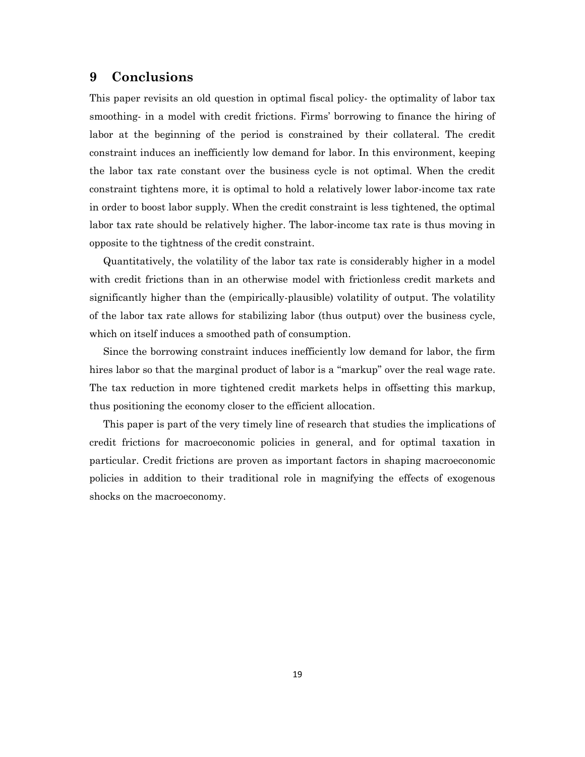## 9 Conclusions

This paper revisits an old question in optimal fiscal policy- the optimality of labor tax smoothing- in a model with credit frictions. Firms' borrowing to finance the hiring of labor at the beginning of the period is constrained by their collateral. The credit constraint induces an inefficiently low demand for labor. In this environment, keeping the labor tax rate constant over the business cycle is not optimal. When the credit constraint tightens more, it is optimal to hold a relatively lower labor-income tax rate in order to boost labor supply. When the credit constraint is less tightened, the optimal labor tax rate should be relatively higher. The labor-income tax rate is thus moving in opposite to the tightness of the credit constraint.

Quantitatively, the volatility of the labor tax rate is considerably higher in a model with credit frictions than in an otherwise model with frictionless credit markets and significantly higher than the (empirically-plausible) volatility of output. The volatility of the labor tax rate allows for stabilizing labor (thus output) over the business cycle, which on itself induces a smoothed path of consumption.

Since the borrowing constraint induces inefficiently low demand for labor, the firm hires labor so that the marginal product of labor is a "markup" over the real wage rate. The tax reduction in more tightened credit markets helps in offsetting this markup, thus positioning the economy closer to the efficient allocation.

This paper is part of the very timely line of research that studies the implications of credit frictions for macroeconomic policies in general, and for optimal taxation in particular. Credit frictions are proven as important factors in shaping macroeconomic policies in addition to their traditional role in magnifying the effects of exogenous shocks on the macroeconomy.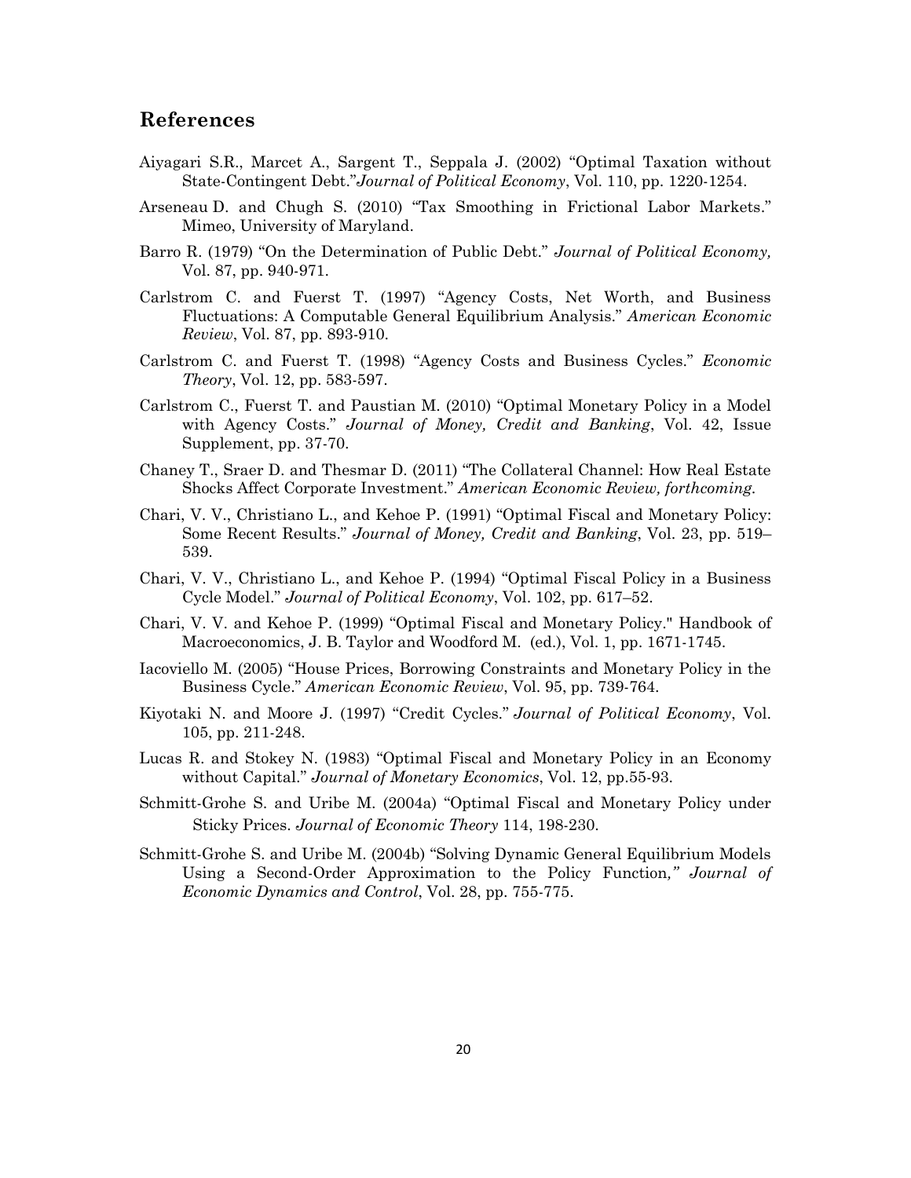## References

Aiyagari S.R., Marcet A., Sargent T., Seppala J. (2002) "Optimal Taxation without State-Contingent Debt."*Journal of Political Economy*, Vol. 110, pp. 1220-1254.

Arseneau D. and Chugh S. (2010) "Tax Smoothing in Frictional Labor Markets." Mimeo, University of Maryland.

Barro R. (1979) "On the Determination of Public Debt." *Journal of Political Economy,* Vol. 87, pp. 940-971.

Carlstrom C. and Fuerst T. (1997) "Agency Costs, Net Worth, and Business Fluctuations: A Computable General Equilibrium Analysis." *American Economic Review*, Vol. 87, pp. 893-910.

Carlstrom C. and Fuerst T. (1998) "Agency Costs and Business Cycles." *Economic Theory*, Vol. 12, pp. 583-597.

Carlstrom C., Fuerst T. and Paustian M. (2010) "Optimal Monetary Policy in a Model with Agency Costs." *Journal of Money, Credit and Banking*, Vol. 42, Issue Supplement, pp. 37-70.

Chaney T., Sraer D. and Thesmar D. (2011) "The Collateral Channel: How Real Estate Shocks Affect Corporate Investment." *American Economic Review, forthcoming.*

Chari, V. V., Christiano L., and Kehoe P. (1991) "Optimal Fiscal and Monetary Policy: Some Recent Results." *Journal of Money, Credit and Banking*, Vol. 23, pp. 519–539.

Chari, V. V., Christiano L., and Kehoe P. (1994) "Optimal Fiscal Policy in a Business Cycle Model." *Journal of Political Economy*, Vol. 102, pp. 617–52.

Chari, V. V. and Kehoe P. (1999) "Optimal Fiscal and Monetary Policy." Handbook of Macroeconomics, J. B. Taylor and Woodford M. (ed.), Vol. 1, pp. 1671-1745.

Iacoviello M. (2005) "House Prices, Borrowing Constraints and Monetary Policy in the Business Cycle." *American Economic Review*, Vol. 95, pp. 739-764.

Kiyotaki N. and Moore J. (1997) "Credit Cycles." *Journal of Political Economy*, Vol. 105, pp. 211-248.

Lucas R. and Stokey N. (1983) "Optimal Fiscal and Monetary Policy in an Economy without Capital." *Journal of Monetary Economics*, Vol. 12, pp.55-93.

Schmitt-Grohe S. and Uribe M. (2004a) "Optimal Fiscal and Monetary Policy under Sticky Prices. *Journal of Economic Theory* 114, 198-230.

Schmitt-Grohe S. and Uribe M. (2004b) "Solving Dynamic General Equilibrium Models Using a Second-Order Approximation to the Policy Function*," Journal of Economic Dynamics and Control*, Vol. 28, pp. 755-775.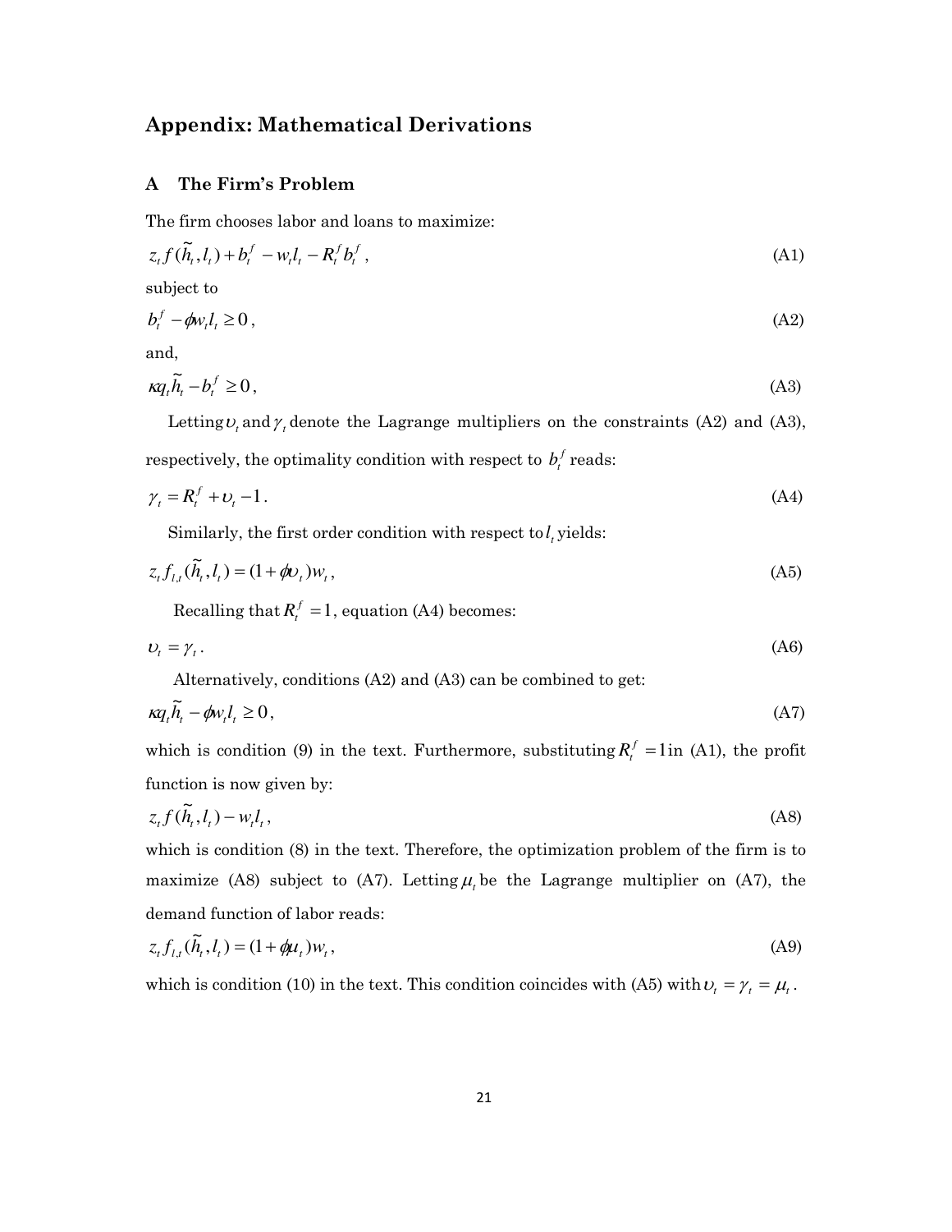# Appendix: Mathematical Derivations

## A The Firm's Problem

The firm chooses labor and loans to maximize:

$$z_t f(\widetilde{h}_t, l_t) + b_t^f - w_t l_t - R_t^f b_t^f \,, \tag{A1}$$

subject to

$$b_t^f - \phi w_t l_t \geq 0 \,, \tag{A2}$$

and,

$$\kappa q_t \widetilde{h}_t - b_t^f \geq 0 \,, \tag{A3}$$

Letting $\upsilon_t$ and $\gamma_t$ denote the Lagrange multipliers on the constraints (A2) and (A3), respectively, the optimality condition with respect to $b_t^f$ reads:

$$\gamma_t = R_t^f + \upsilon_t - 1 \,. \tag{A4}$$

Similarly, the first order condition with respect to $l_t$ yields:

$$z_t f_{l,t}(\widetilde{h}_t, l_t) = (1 + \phi \upsilon_t) w_t \,, \tag{A5}$$

Recalling that $R_t^f = 1$, equation (A4) becomes:

$$\upsilon_t = \gamma_t \,. \tag{A6}$$

Alternatively, conditions (A2) and (A3) can be combined to get:

$$\kappa q_t \widetilde{h}_t - \phi w_t l_t \geq 0 \,, \tag{A7}$$

which is condition (9) in the text. Furthermore, substituting $R_t^f = 1$ in (A1), the profit function is now given by:

$$z_t f(\widetilde{h}_t, l_t) - w_t l_t \,, \tag{A8}$$

which is condition (8) in the text. Therefore, the optimization problem of the firm is to maximize (A8) subject to (A7). Letting $\mu_t$ be the Lagrange multiplier on (A7), the demand function of labor reads:

$$z_t f_{l,t}(\widetilde{h}_t, l_t) = (1 + \phi \mu_t) w_t \,, \tag{A9}$$

which is condition (10) in the text. This condition coincides with (A5) with $\upsilon_t = \gamma_t = \mu_t$.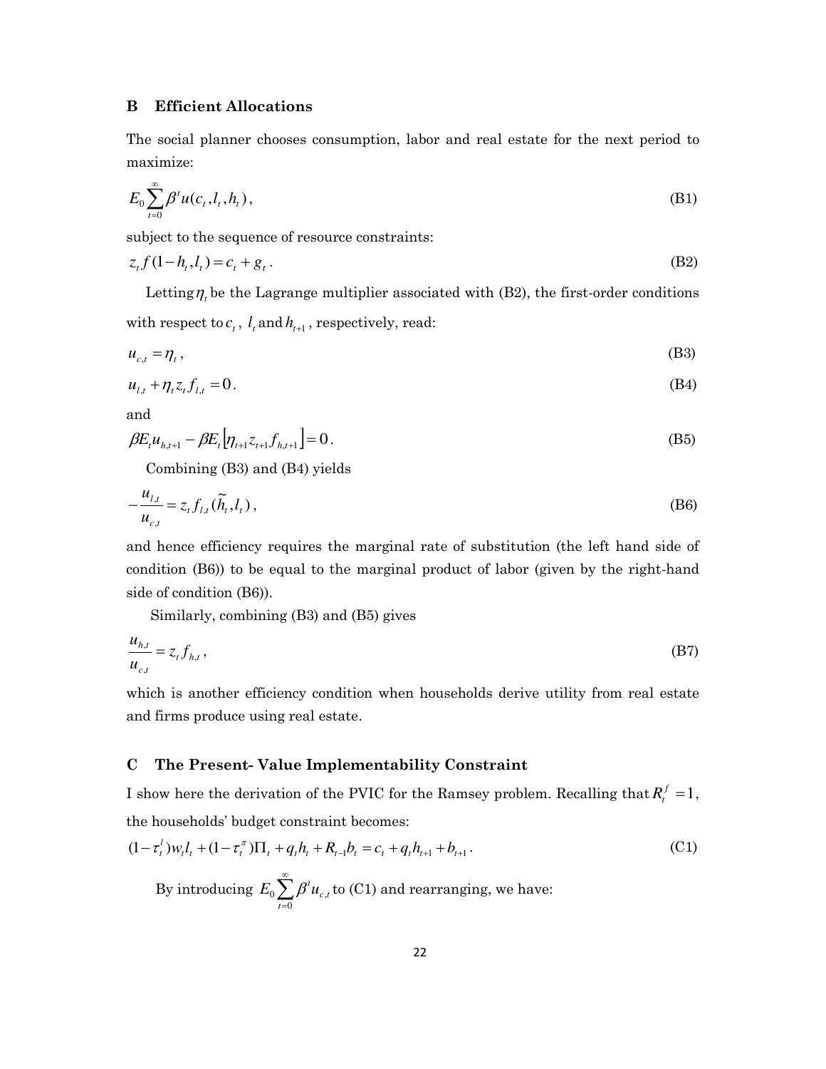## B Efficient Allocations

The social planner chooses consumption, labor and real estate for the next period to maximize:

$$E_0 \sum_{t=0}^{\infty} \beta^t u(c_t, l_t, h_t), \tag{B1}$$

subject to the sequence of resource constraints:

$$z_t f(1-h_t, l_t) = c_t + g_t . \tag{B2}$$

Letting $\eta_t$ be the Lagrange multiplier associated with (B2), the first-order conditions with respect to $c_t$, $l_t$ and $h_{t+1}$, respectively, read:

$$u_{c,t} = \eta_t , \tag{B3}$$

$$u_{l,t} + \eta_t z_t f_{l,t} = 0 . \tag{B4}$$

and

$$\beta E_t u_{h,t+1} - \beta E_t \left[ \eta_{t+1} z_{t+1} f_{h,t+1} \right] = 0 . \tag{B5}$$

Combining (B3) and (B4) yields

$$-\frac{u_{l,t}}{u_{c,t}} = z_t f_{l,t}(\widetilde{h}_t, l_t), \tag{B6}$$

and hence efficiency requires the marginal rate of substitution (the left hand side of condition (B6)) to be equal to the marginal product of labor (given by the right-hand side of condition (B6)).

Similarly, combining (B3) and (B5) gives

$$\frac{u_{h,t}}{u_{c,t}} = z_t f_{h,t} , \tag{B7}$$

which is another efficiency condition when households derive utility from real estate and firms produce using real estate.

## C The Present- Value Implementability Constraint

I show here the derivation of the PVIC for the Ramsey problem. Recalling that $R_t^f = 1$, the households' budget constraint becomes:

$$(1-\tau_t^l) w_t l_t + (1-\tau_t^{\pi}) \Pi_t + q_t h_t + R_{t-1} b_t = c_t + q_t h_{t+1} + b_{t+1} . \tag{C1}$$

By introducing $E_0 \sum_{t=0}^{\infty} \beta^t u_{c,t}$ to (C1) and rearranging, we have: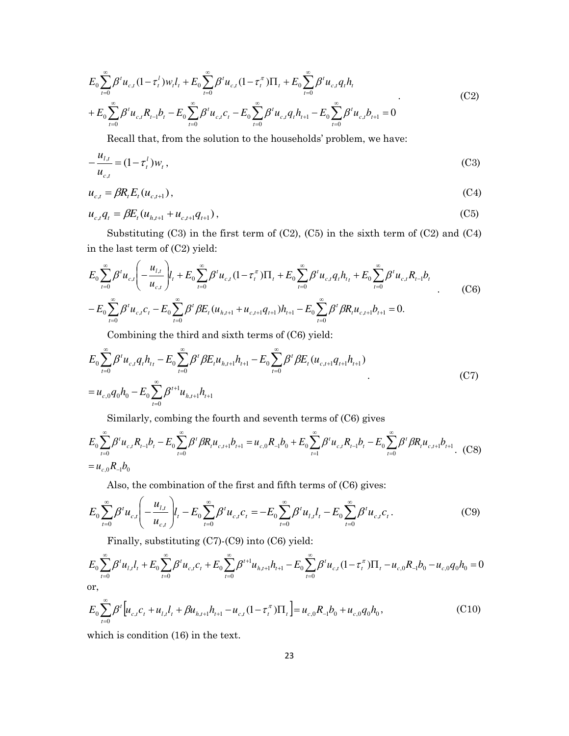$$
\begin{aligned}
&E_0\sum_{t=0}^{\infty}\beta^t u_{c,t}(1-\tau_t^l)w_t l_t + E_0\sum_{t=0}^{\infty}\beta^t u_{c,t}(1-\tau_t^{\pi})\Pi_t + E_0\sum_{t=0}^{\infty}\beta^t u_{c,t} q_t h_t \\
&+ E_0\sum_{t=0}^{\infty}\beta^t u_{c,t} R_{t-1} b_t - E_0\sum_{t=0}^{\infty}\beta^t u_{c,t} c_t - E_0\sum_{t=0}^{\infty}\beta^t u_{c,t} q_t h_{t+1} - E_0\sum_{t=0}^{\infty}\beta^t u_{c,t} b_{t+1} = 0
\end{aligned}
\quad . \tag{C2}
$$

Recall that, from the solution to the households' problem, we have:

$$
-\frac{u_{l,t}}{u_{c,t}} = (1-\tau_t^l) w_t , \tag{C3}
$$

$$
u_{c,t} = \beta R_t E_t(u_{c,t+1}) , \tag{C4}
$$

$$
u_{c,t} q_t = \beta E_t(u_{h,t+1} + u_{c,t+1} q_{t+1}) , \tag{C5}
$$

Substituting (C3) in the first term of (C2), (C5) in the sixth term of (C2) and (C4) in the last term of (C2) yield:

$$
\begin{aligned}
&E_0\sum_{t=0}^{\infty}\beta^t u_{c,t}\left(-\frac{u_{l,t}}{u_{c,t}}\right) l_t + E_0\sum_{t=0}^{\infty}\beta^t u_{c,t}(1-\tau_t^{\pi})\Pi_t + E_0\sum_{t=0}^{\infty}\beta^t u_{c,t} q_t h_{t_t} + E_0\sum_{t=0}^{\infty}\beta^t u_{c,t} R_{t-1} b_t \\
&- E_0\sum_{t=0}^{\infty}\beta^t u_{c,t} c_t - E_0\sum_{t=0}^{\infty}\beta^t \beta E_t(u_{h,t+1} + u_{c,t+1} q_{t+1}) h_{t+1} - E_0\sum_{t=0}^{\infty}\beta^t \beta R_t u_{c,t+1} b_{t+1} = 0.
\end{aligned}
\quad . \tag{C6}
$$

Combining the third and sixth terms of (C6) yield:

$$
\begin{aligned}
&E_0\sum_{t=0}^{\infty}\beta^t u_{c,t} q_t h_{t_t} - E_0\sum_{t=0}^{\infty}\beta^t \beta E_t u_{h,t+1} h_{t+1} - E_0\sum_{t=0}^{\infty}\beta^t \beta E_t(u_{c,t+1} q_{t+1} h_{t+1}) \\
&= u_{c,0} q_0 h_0 - E_0\sum_{t=0}^{\infty}\beta^{t+1} u_{h,t+1} h_{t+1}
\end{aligned}
\quad . \tag{C7}
$$

Similarly, combing the fourth and seventh terms of (C6) gives

$$
\begin{aligned}
&E_0\sum_{t=0}^{\infty}\beta^t u_{c,t} R_{t-1} b_t - E_0\sum_{t=0}^{\infty}\beta^t \beta R_t u_{c,t+1} b_{t+1} = u_{c,0} R_{-1} b_0 + E_0\sum_{t=1}^{\infty}\beta^t u_{c,t} R_{t-1} b_t - E_0\sum_{t=0}^{\infty}\beta^t \beta R_t u_{c,t+1} b_{t+1} \\
&= u_{c,0} R_{-1} b_0
\end{aligned}
\quad . \tag{C8}
$$

Also, the combination of the first and fifth terms of (C6) gives:

$$
E_0\sum_{t=0}^{\infty}\beta^t u_{c,t}\left(-\frac{u_{l,t}}{u_{c,t}}\right) l_t - E_0\sum_{t=0}^{\infty}\beta^t u_{c,t} c_t = -E_0\sum_{t=0}^{\infty}\beta^t u_{l,t} l_t - E_0\sum_{t=0}^{\infty}\beta^t u_{c,t} c_t . \tag{C9}
$$

Finally, substituting (C7)-(C9) into (C6) yield:

$$
E_0\sum_{t=0}^{\infty}\beta^t u_{l,t} l_t + E_0\sum_{t=0}^{\infty}\beta^t u_{c,t} c_t + E_0\sum_{t=0}^{\infty}\beta^{t+1} u_{h,t+1} h_{t+1} - E_0\sum_{t=0}^{\infty}\beta^t u_{c,t}(1-\tau_t^{\pi})\Pi_t - u_{c,0} R_{-1} b_0 - u_{c,0} q_0 h_0 = 0
$$

or,

$$
E_0\sum_{t=0}^{\infty}\beta^t \left[u_{c,t} c_t + u_{l,t} l_t + \beta u_{h,t+1} h_{t+1} - u_{c,t}(1-\tau_t^{\pi})\Pi_t\right] = u_{c,0} R_{-1} b_0 + u_{c,0} q_0 h_0 , \tag{C10}
$$

which is condition (16) in the text.